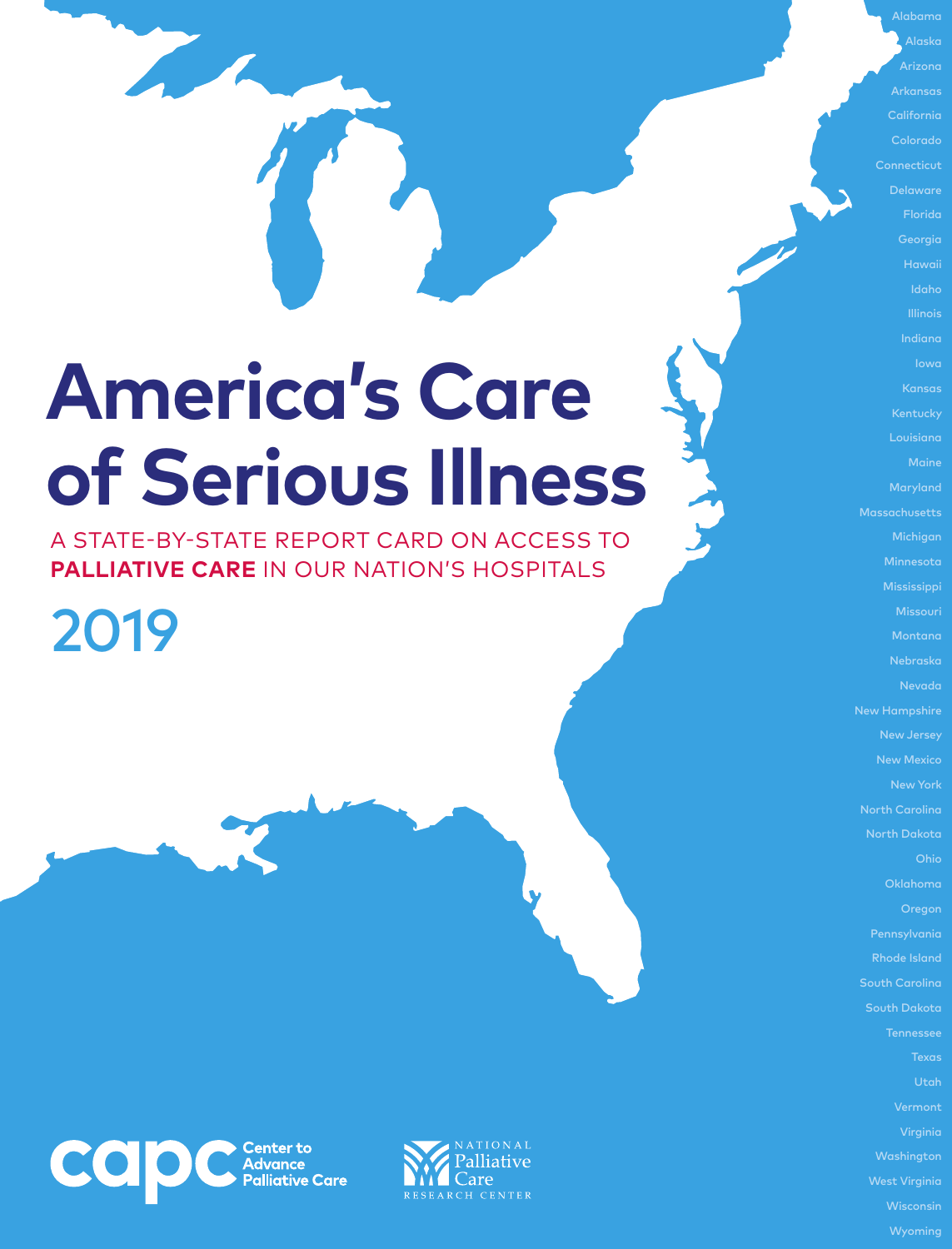# America's Care of Serious Illness

## A STATE-BY-STATE REPORT CARD ON ACCESS TO **PALLIATIVE CARE** IN OUR NATION'S HOSPITALS

## 2019

Alabama
Alaska
Arizona
Arkansas
California
Colorado
Connecticut
Delaware
Florida
Georgia
Hawaii
Idaho
Illinois
Indiana
Iowa
Kansas
Kentucky
Louisiana
Maine
Maryland
Massachusetts
Michigan
Minnesota
Mississippi
Missouri
Montana
Nebraska
Nevada
New Hampshire
New Jersey
New Mexico
New York
North Carolina
North Dakota
Ohio
Oklahoma
Oregon
Pennsylvania
Rhode Island
South Carolina
South Dakota
Tennessee
Texas
Utah
Vermont
Virginia
Washington
West Virginia
Wisconsin
Wyoming

capc Center to Advance Palliative Care

NATIONAL Palliative Care RESEARCH CENTER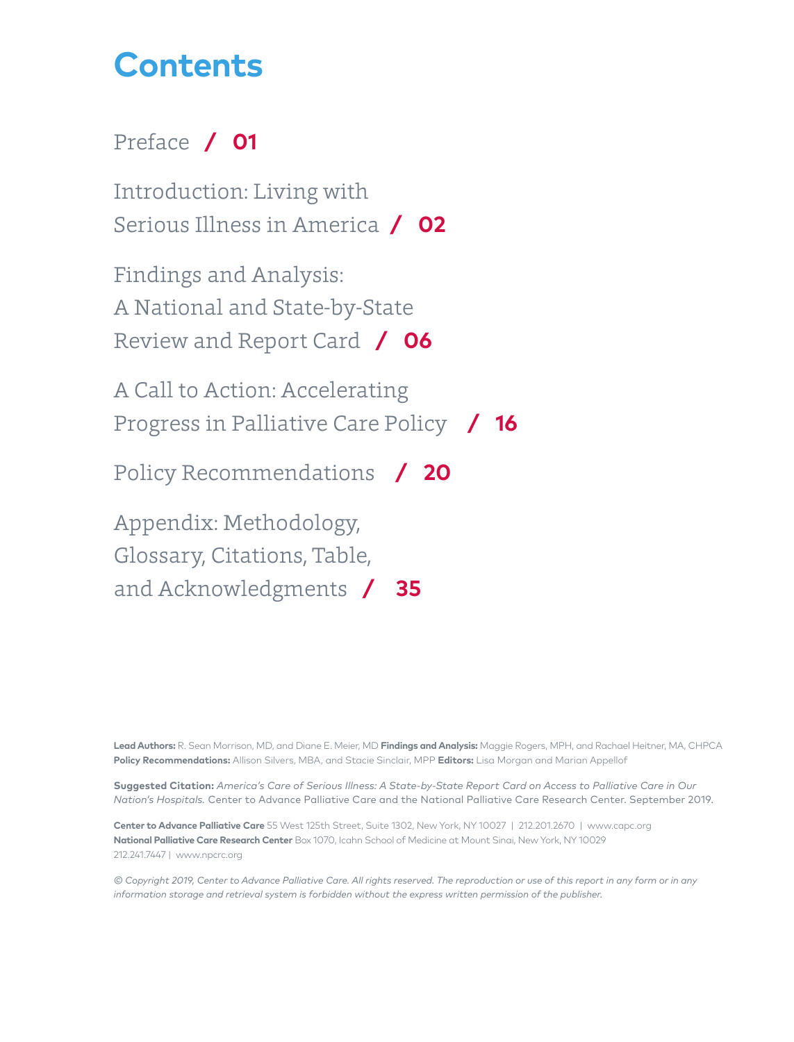# Contents

Preface / **01**

Introduction: Living with Serious Illness in America / **02**

Findings and Analysis: A National and State-by-State Review and Report Card / **06**

A Call to Action: Accelerating Progress in Palliative Care Policy / **16**

Policy Recommendations / **20**

Appendix: Methodology, Glossary, Citations, Table, and Acknowledgments / **35**

**Lead Authors:** R. Sean Morrison, MD, and Diane E. Meier, MD **Findings and Analysis:** Maggie Rogers, MPH, and Rachael Heitner, MA, CHPCA **Policy Recommendations:** Allison Silvers, MBA, and Stacie Sinclair, MPP **Editors:** Lisa Morgan and Marian Appellof

**Suggested Citation:** *America's Care of Serious Illness: A State-by-State Report Card on Access to Palliative Care in Our Nation's Hospitals.* Center to Advance Palliative Care and the National Palliative Care Research Center. September 2019.

**Center to Advance Palliative Care** 55 West 125th Street, Suite 1302, New York, NY 10027 | 212.201.2670 | www.capc.org
**National Palliative Care Research Center** Box 1070, Icahn School of Medicine at Mount Sinai, New York, NY 10029 212.241.7447 | www.npcrc.org

*© Copyright 2019, Center to Advance Palliative Care. All rights reserved. The reproduction or use of this report in any form or in any information storage and retrieval system is forbidden without the express written permission of the publisher.*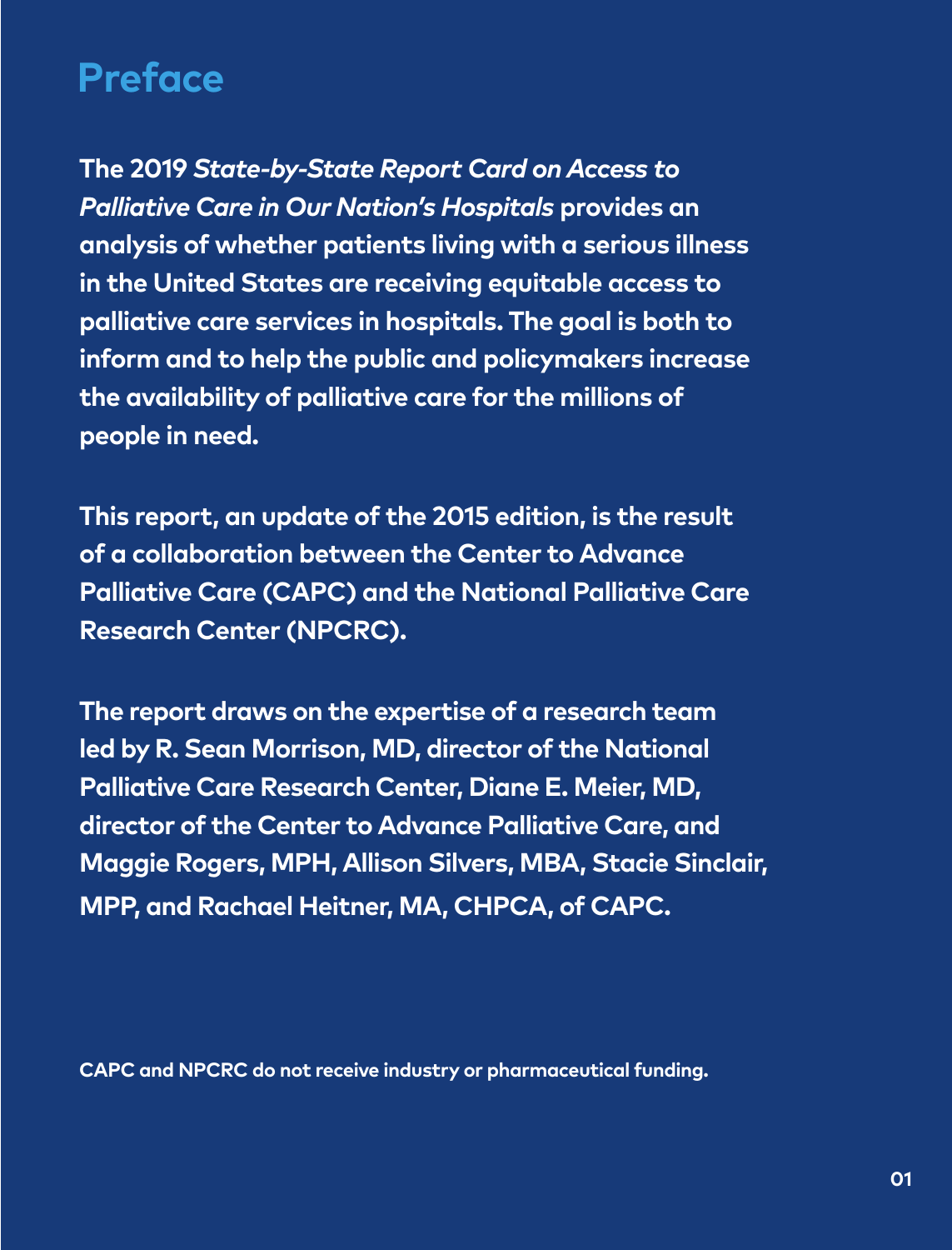# Preface

**The 2019 *State-by-State Report Card on Access to Palliative Care in Our Nation's Hospitals* provides an analysis of whether patients living with a serious illness in the United States are receiving equitable access to palliative care services in hospitals. The goal is both to inform and to help the public and policymakers increase the availability of palliative care for the millions of people in need.**

**This report, an update of the 2015 edition, is the result of a collaboration between the Center to Advance Palliative Care (CAPC) and the National Palliative Care Research Center (NPCRC).**

**The report draws on the expertise of a research team led by R. Sean Morrison, MD, director of the National Palliative Care Research Center, Diane E. Meier, MD, director of the Center to Advance Palliative Care, and Maggie Rogers, MPH, Allison Silvers, MBA, Stacie Sinclair, MPP, and Rachael Heitner, MA, CHPCA, of CAPC.**

**CAPC and NPCRC do not receive industry or pharmaceutical funding.**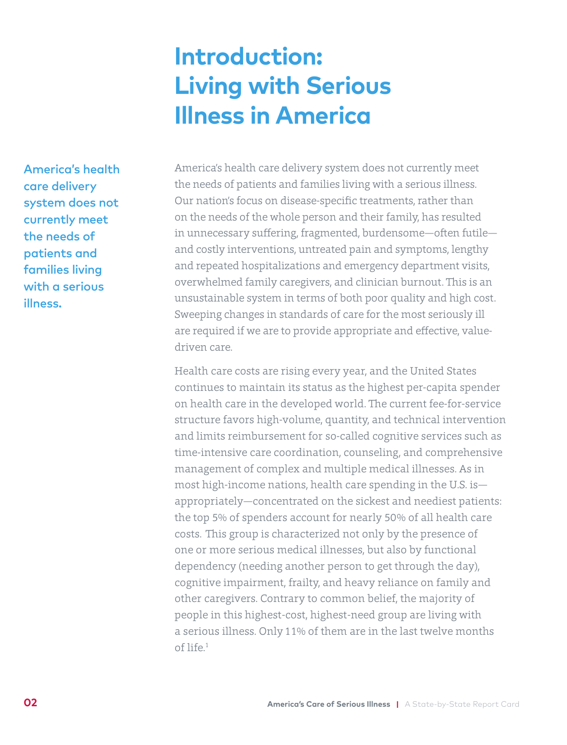# Introduction: Living with Serious Illness in America

**America's health care delivery system does not currently meet the needs of patients and families living with a serious illness.**

America's health care delivery system does not currently meet the needs of patients and families living with a serious illness. Our nation's focus on disease-specific treatments, rather than on the needs of the whole person and their family, has resulted in unnecessary suffering, fragmented, burdensome—often futile—and costly interventions, untreated pain and symptoms, lengthy and repeated hospitalizations and emergency department visits, overwhelmed family caregivers, and clinician burnout. This is an unsustainable system in terms of both poor quality and high cost. Sweeping changes in standards of care for the most seriously ill are required if we are to provide appropriate and effective, value-driven care.

Health care costs are rising every year, and the United States continues to maintain its status as the highest per-capita spender on health care in the developed world. The current fee-for-service structure favors high-volume, quantity, and technical intervention and limits reimbursement for so-called cognitive services such as time-intensive care coordination, counseling, and comprehensive management of complex and multiple medical illnesses. As in most high-income nations, health care spending in the U.S. is—appropriately—concentrated on the sickest and neediest patients: the top 5% of spenders account for nearly 50% of all health care costs. This group is characterized not only by the presence of one or more serious medical illnesses, but also by functional dependency (needing another person to get through the day), cognitive impairment, frailty, and heavy reliance on family and other caregivers. Contrary to common belief, the majority of people in this highest-cost, highest-need group are living with a serious illness. Only 11% of them are in the last twelve months of life.[1]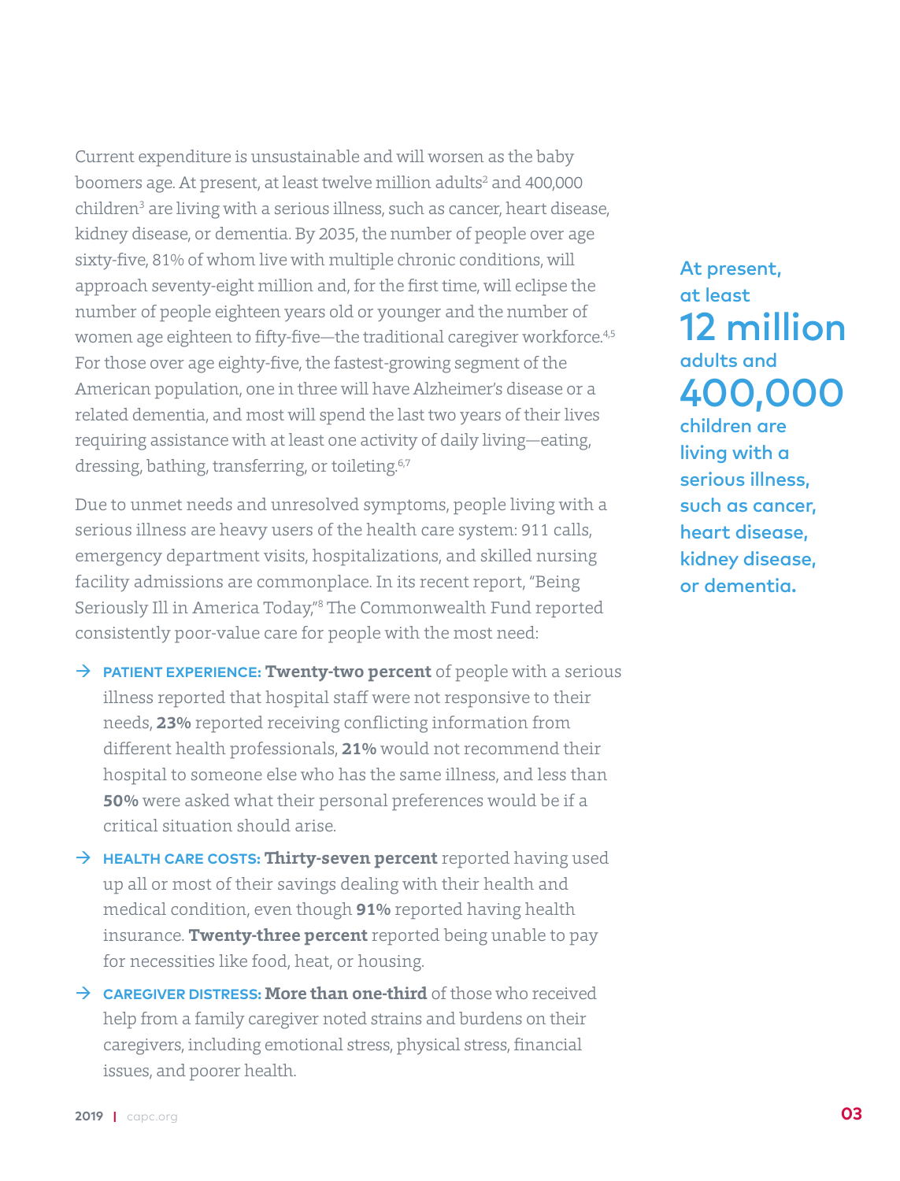Current expenditure is unsustainable and will worsen as the baby boomers age. At present, at least twelve million adults[2] and 400,000 children[3] are living with a serious illness, such as cancer, heart disease, kidney disease, or dementia. By 2035, the number of people over age sixty-five, 81% of whom live with multiple chronic conditions, will approach seventy-eight million and, for the first time, will eclipse the number of people eighteen years old or younger and the number of women age eighteen to fifty-five—the traditional caregiver workforce.[4,5] For those over age eighty-five, the fastest-growing segment of the American population, one in three will have Alzheimer's disease or a related dementia, and most will spend the last two years of their lives requiring assistance with at least one activity of daily living—eating, dressing, bathing, transferring, or toileting.[6,7]

Due to unmet needs and unresolved symptoms, people living with a serious illness are heavy users of the health care system: 911 calls, emergency department visits, hospitalizations, and skilled nursing facility admissions are commonplace. In its recent report, "Being Seriously Ill in America Today,"[8] The Commonwealth Fund reported consistently poor-value care for people with the most need:

- **PATIENT EXPERIENCE: Twenty-two percent** of people with a serious illness reported that hospital staff were not responsive to their needs, **23%** reported receiving conflicting information from different health professionals, **21%** would not recommend their hospital to someone else who has the same illness, and less than **50%** were asked what their personal preferences would be if a critical situation should arise.
- **HEALTH CARE COSTS: Thirty-seven percent** reported having used up all or most of their savings dealing with their health and medical condition, even though **91%** reported having health insurance. **Twenty-three percent** reported being unable to pay for necessities like food, heat, or housing.
- **CAREGIVER DISTRESS: More than one-third** of those who received help from a family caregiver noted strains and burdens on their caregivers, including emotional stress, physical stress, financial issues, and poorer health.

At present, at least **12 million** adults and **400,000** children are living with a serious illness, such as cancer, heart disease, kidney disease, or dementia.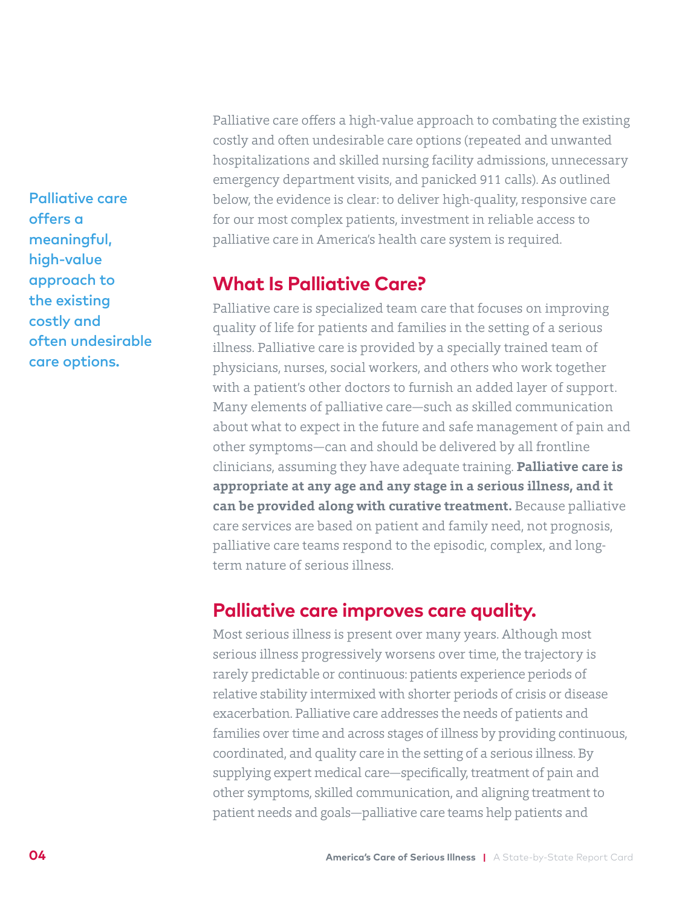> Palliative care offers a meaningful, high-value approach to the existing costly and often undesirable care options.

Palliative care offers a high-value approach to combating the existing costly and often undesirable care options (repeated and unwanted hospitalizations and skilled nursing facility admissions, unnecessary emergency department visits, and panicked 911 calls). As outlined below, the evidence is clear: to deliver high-quality, responsive care for our most complex patients, investment in reliable access to palliative care in America's health care system is required.

## What Is Palliative Care?

Palliative care is specialized team care that focuses on improving quality of life for patients and families in the setting of a serious illness. Palliative care is provided by a specially trained team of physicians, nurses, social workers, and others who work together with a patient's other doctors to furnish an added layer of support. Many elements of palliative care—such as skilled communication about what to expect in the future and safe management of pain and other symptoms—can and should be delivered by all frontline clinicians, assuming they have adequate training. **Palliative care is appropriate at any age and any stage in a serious illness, and it can be provided along with curative treatment.** Because palliative care services are based on patient and family need, not prognosis, palliative care teams respond to the episodic, complex, and long-term nature of serious illness.

## Palliative care improves care quality.

Most serious illness is present over many years. Although most serious illness progressively worsens over time, the trajectory is rarely predictable or continuous: patients experience periods of relative stability intermixed with shorter periods of crisis or disease exacerbation. Palliative care addresses the needs of patients and families over time and across stages of illness by providing continuous, coordinated, and quality care in the setting of a serious illness. By supplying expert medical care—specifically, treatment of pain and other symptoms, skilled communication, and aligning treatment to patient needs and goals—palliative care teams help patients and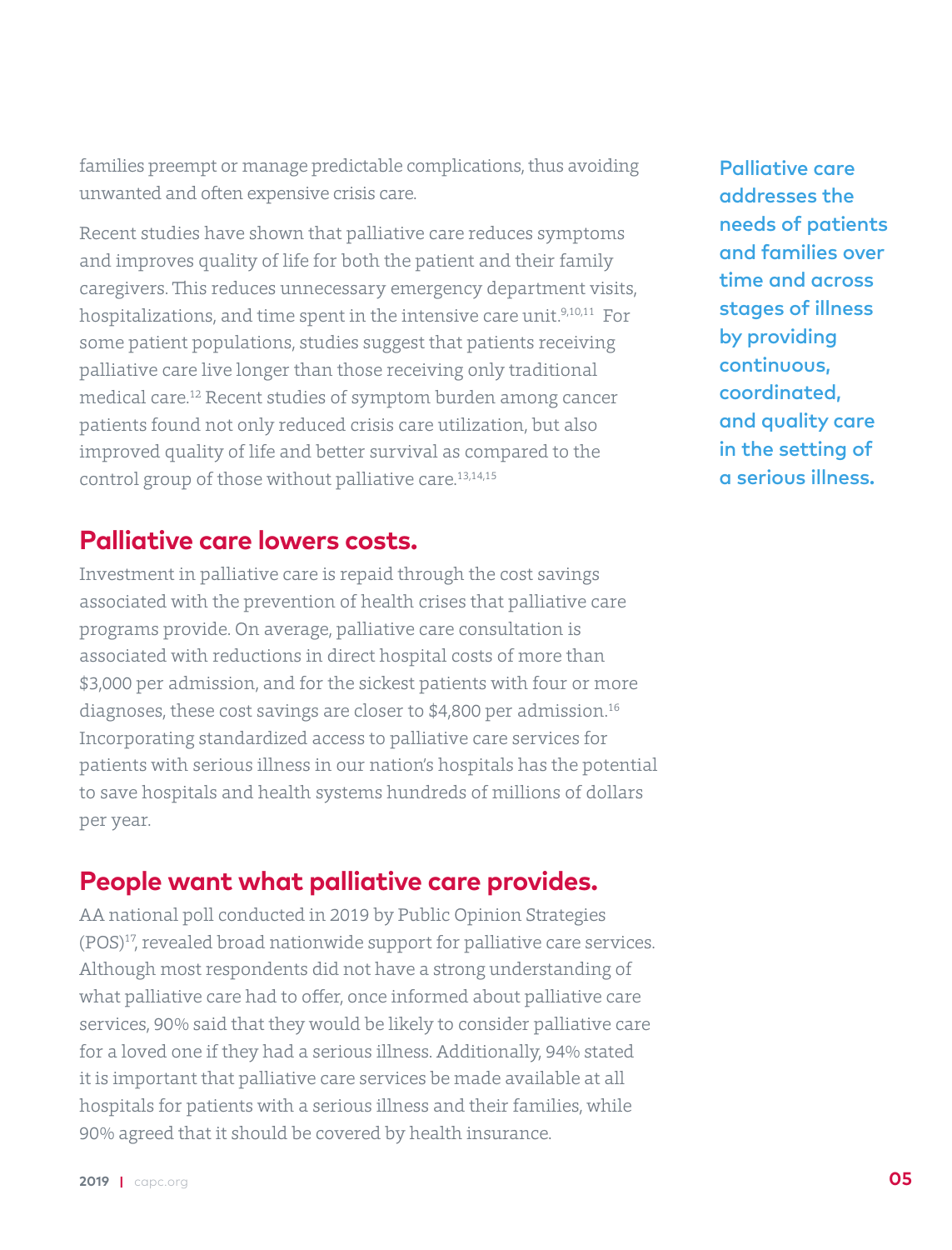families preempt or manage predictable complications, thus avoiding unwanted and often expensive crisis care.

Recent studies have shown that palliative care reduces symptoms and improves quality of life for both the patient and their family caregivers. This reduces unnecessary emergency department visits, hospitalizations, and time spent in the intensive care unit.[9,10,11] For some patient populations, studies suggest that patients receiving palliative care live longer than those receiving only traditional medical care.[12] Recent studies of symptom burden among cancer patients found not only reduced crisis care utilization, but also improved quality of life and better survival as compared to the control group of those without palliative care.[13,14,15]

**Palliative care addresses the needs of patients and families over time and across stages of illness by providing continuous, coordinated, and quality care in the setting of a serious illness.**

## Palliative care lowers costs.

Investment in palliative care is repaid through the cost savings associated with the prevention of health crises that palliative care programs provide. On average, palliative care consultation is associated with reductions in direct hospital costs of more than $3,000 per admission, and for the sickest patients with four or more diagnoses, these cost savings are closer to $4,800 per admission.[16] Incorporating standardized access to palliative care services for patients with serious illness in our nation's hospitals has the potential to save hospitals and health systems hundreds of millions of dollars per year.

## People want what palliative care provides.

AA national poll conducted in 2019 by Public Opinion Strategies (POS)[17], revealed broad nationwide support for palliative care services. Although most respondents did not have a strong understanding of what palliative care had to offer, once informed about palliative care services, 90% said that they would be likely to consider palliative care for a loved one if they had a serious illness. Additionally, 94% stated it is important that palliative care services be made available at all hospitals for patients with a serious illness and their families, while 90% agreed that it should be covered by health insurance.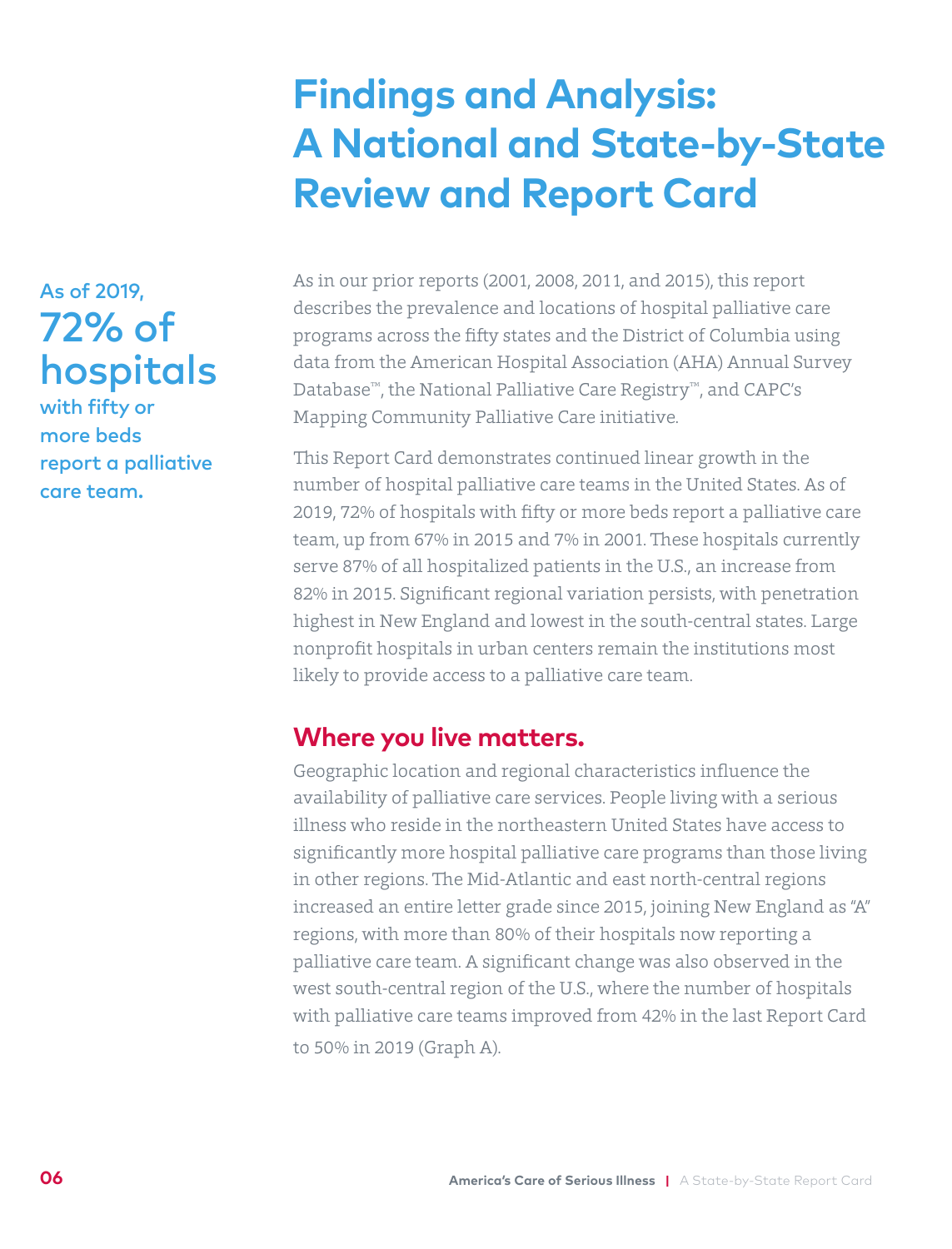# Findings and Analysis: A National and State-by-State Review and Report Card

**As of 2019, 72% of hospitals with fifty or more beds report a palliative care team.**

As in our prior reports (2001, 2008, 2011, and 2015), this report describes the prevalence and locations of hospital palliative care programs across the fifty states and the District of Columbia using data from the American Hospital Association (AHA) Annual Survey Database™, the National Palliative Care Registry™, and CAPC's Mapping Community Palliative Care initiative.

This Report Card demonstrates continued linear growth in the number of hospital palliative care teams in the United States. As of 2019, 72% of hospitals with fifty or more beds report a palliative care team, up from 67% in 2015 and 7% in 2001. These hospitals currently serve 87% of all hospitalized patients in the U.S., an increase from 82% in 2015. Significant regional variation persists, with penetration highest in New England and lowest in the south-central states. Large nonprofit hospitals in urban centers remain the institutions most likely to provide access to a palliative care team.

## Where you live matters.

Geographic location and regional characteristics influence the availability of palliative care services. People living with a serious illness who reside in the northeastern United States have access to significantly more hospital palliative care programs than those living in other regions. The Mid-Atlantic and east north-central regions increased an entire letter grade since 2015, joining New England as "A" regions, with more than 80% of their hospitals now reporting a palliative care team. A significant change was also observed in the west south-central region of the U.S., where the number of hospitals with palliative care teams improved from 42% in the last Report Card to 50% in 2019 (Graph A).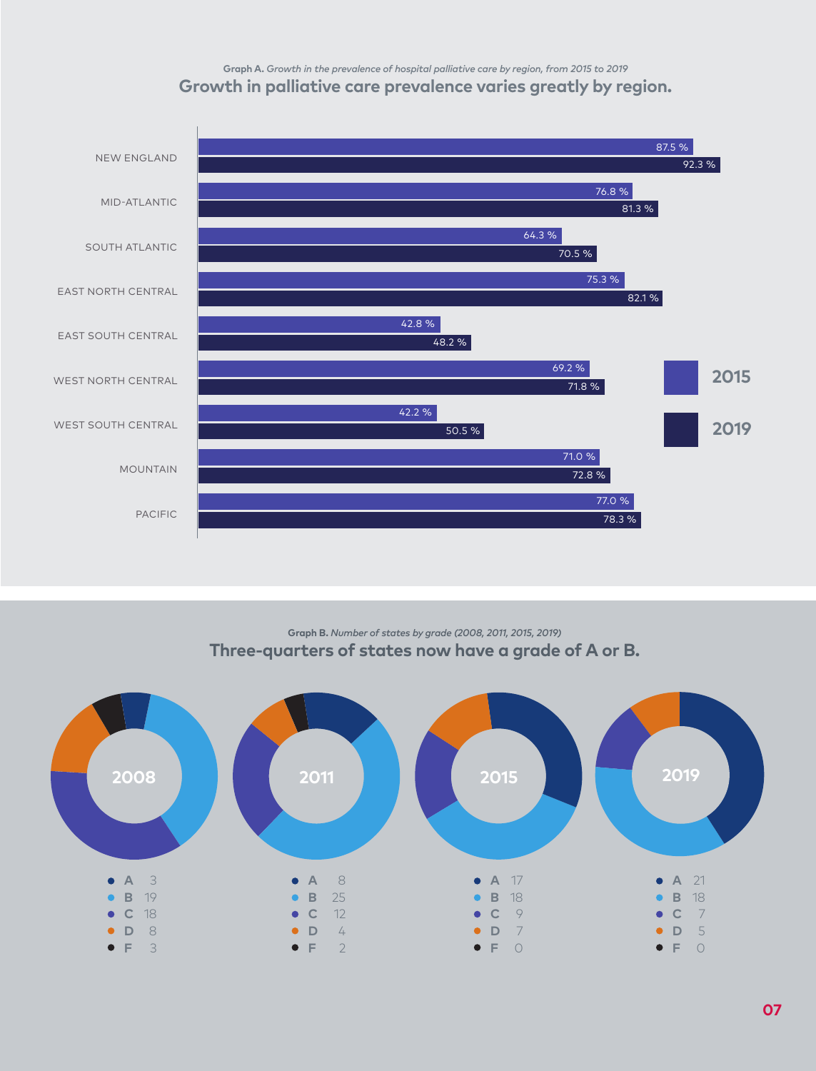**Graph A.** *Growth in the prevalence of hospital palliative care by region, from 2015 to 2019*

## Growth in palliative care prevalence varies greatly by region.

| Region | 2015 | 2019 |
| --- | --- | --- |
| NEW ENGLAND | 87.5 % | 92.3 % |
| MID-ATLANTIC | 76.8 % | 81.3 % |
| SOUTH ATLANTIC | 64.3 % | 70.5 % |
| EAST NORTH CENTRAL | 75.3 % | 82.1 % |
| EAST SOUTH CENTRAL | 42.8 % | 48.2 % |
| WEST NORTH CENTRAL | 69.2 % | 71.8 % |
| WEST SOUTH CENTRAL | 42.2 % | 50.5 % |
| MOUNTAIN | 71.0 % | 72.8 % |
| PACIFIC | 77.0 % | 78.3 % |

**Graph B.** *Number of states by grade (2008, 2011, 2015, 2019)*

## Three-quarters of states now have a grade of A or B.

| Grade | 2008 | 2011 | 2015 | 2019 |
| --- | --- | --- | --- | --- |
| A | 3 | 8 | 17 | 21 |
| B | 19 | 25 | 18 | 18 |
| C | 18 | 12 | 9 | 7 |
| D | 8 | 4 | 7 | 5 |
| F | 3 | 2 | 0 | 0 |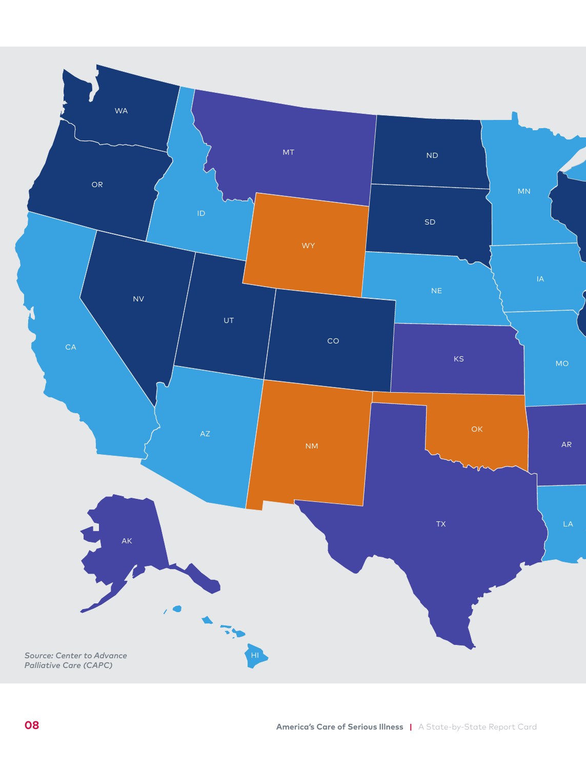WA

OR

CA

ID

NV

MT

WY

UT

AZ

CO

NM

ND

SD

NE

KS

OK

TX

MN

IA

MO

AR

LA

AK

HI

*Source: Center to Advance Palliative Care (CAPC)*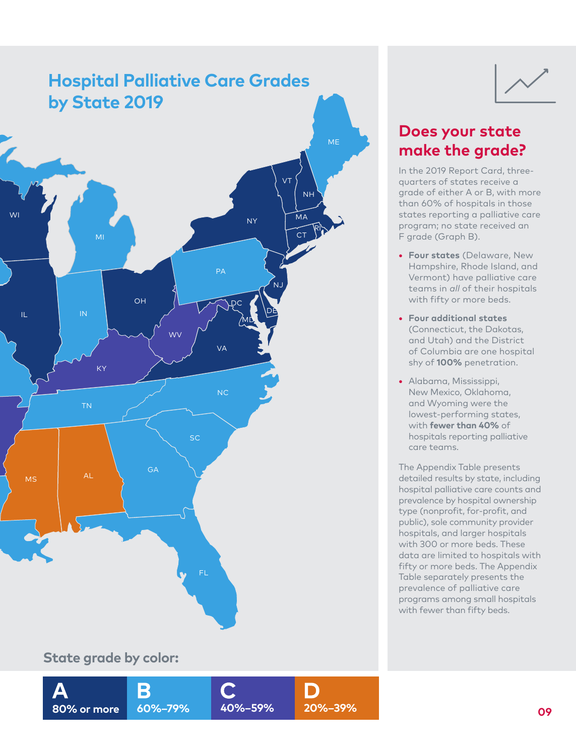## Hospital Palliative Care Grades by State 2019

State grade by color:

| A | B | C | D |
|---|---|---|---|
| 80% or more | 60%–79% | 40%–59% | 20%–39% |

## Does your state make the grade?

In the 2019 Report Card, three-quarters of states receive a grade of either A or B, with more than 60% of hospitals in those states reporting a palliative care program; no state received an F grade (Graph B).

- **Four states** (Delaware, New Hampshire, Rhode Island, and Vermont) have palliative care teams in *all* of their hospitals with fifty or more beds.
- **Four additional states** (Connecticut, the Dakotas, and Utah) and the District of Columbia are one hospital shy of **100%** penetration.
- Alabama, Mississippi, New Mexico, Oklahoma, and Wyoming were the lowest-performing states, with **fewer than 40%** of hospitals reporting palliative care teams.

The Appendix Table presents detailed results by state, including hospital palliative care counts and prevalence by hospital ownership type (nonprofit, for-profit, and public), sole community provider hospitals, and larger hospitals with 300 or more beds. These data are limited to hospitals with fifty or more beds. The Appendix Table separately presents the prevalence of palliative care programs among small hospitals with fewer than fifty beds.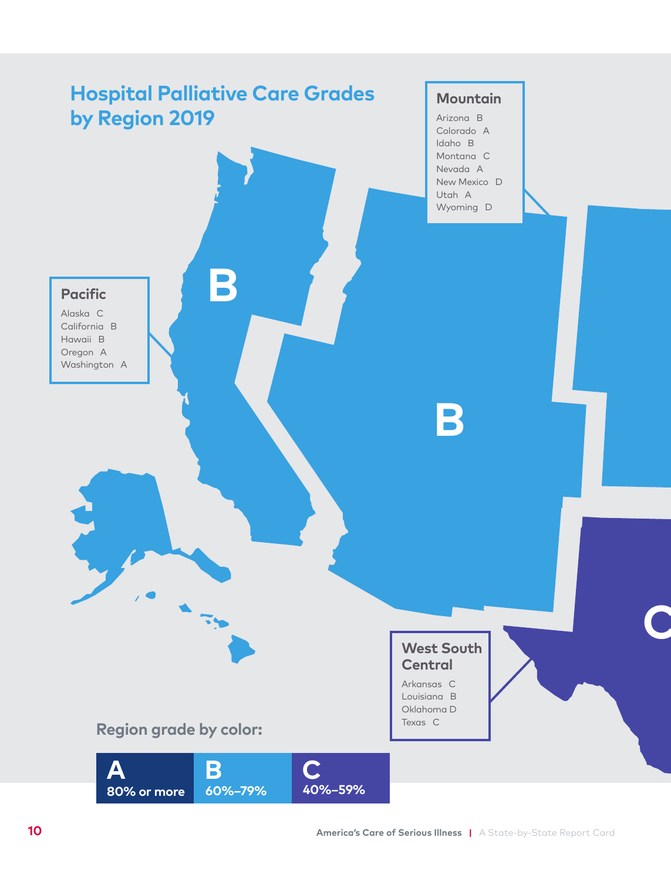# Hospital Palliative Care Grades by Region 2019

### Pacific

Alaska C
California B
Hawaii B
Oregon A
Washington A

B

### Mountain

Arizona B
Colorado A
Idaho B
Montana C
Nevada A
New Mexico D
Utah A
Wyoming D

B

### West South Central

Arkansas C
Louisiana B
Oklahoma D
Texas C

C

**Region grade by color:**

| A | B | C |
|---|---|---|
| 80% or more | 60%–79% | 40%–59% |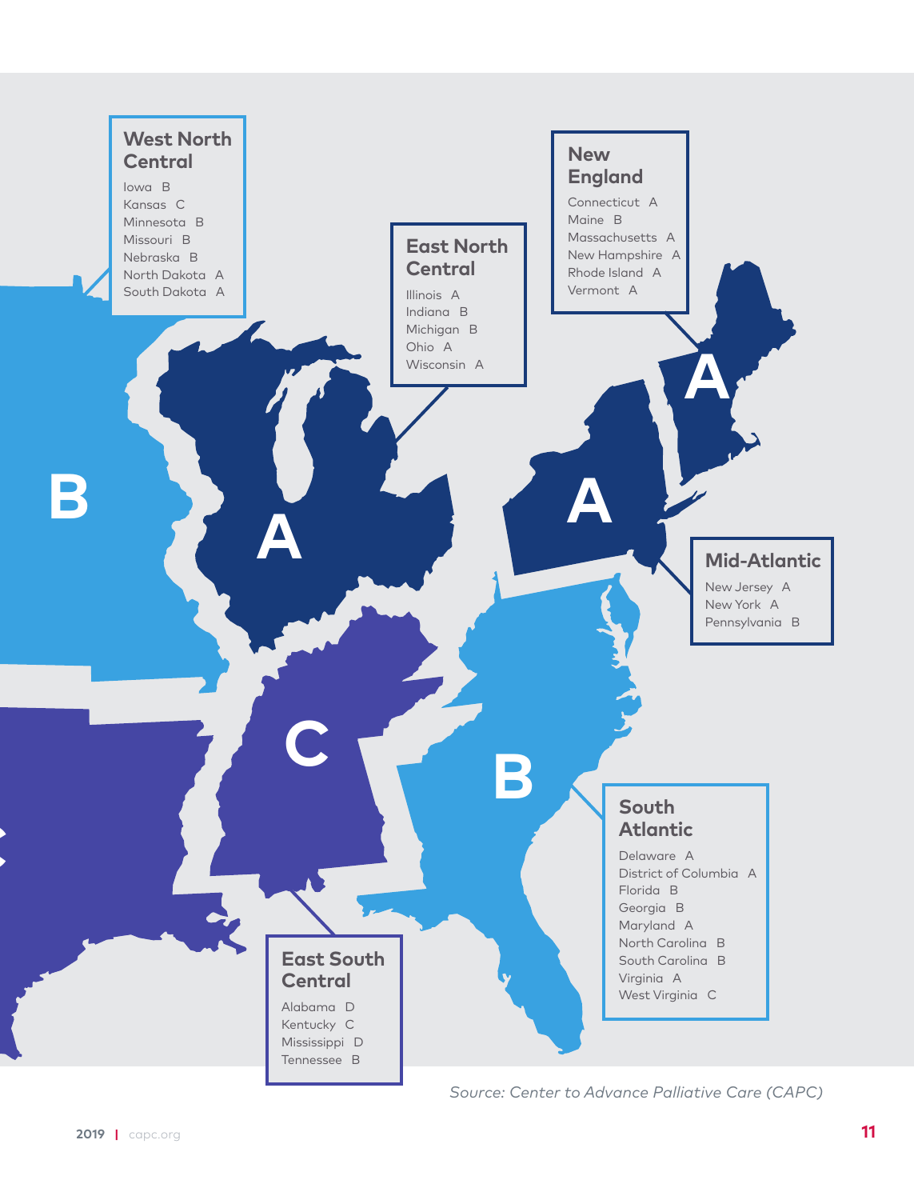### West North Central

- Iowa B
- Kansas C
- Minnesota B
- Missouri B
- Nebraska B
- North Dakota A
- South Dakota A

### East North Central

- Illinois A
- Indiana B
- Michigan B
- Ohio A
- Wisconsin A

### New England

- Connecticut A
- Maine B
- Massachusetts A
- New Hampshire A
- Rhode Island A
- Vermont A

### Mid-Atlantic

- New Jersey A
- New York A
- Pennsylvania B

### South Atlantic

- Delaware A
- District of Columbia A
- Florida B
- Georgia B
- Maryland A
- North Carolina B
- South Carolina B
- Virginia A
- West Virginia C

### East South Central

- Alabama D
- Kentucky C
- Mississippi D
- Tennessee B

*Source: Center to Advance Palliative Care (CAPC)*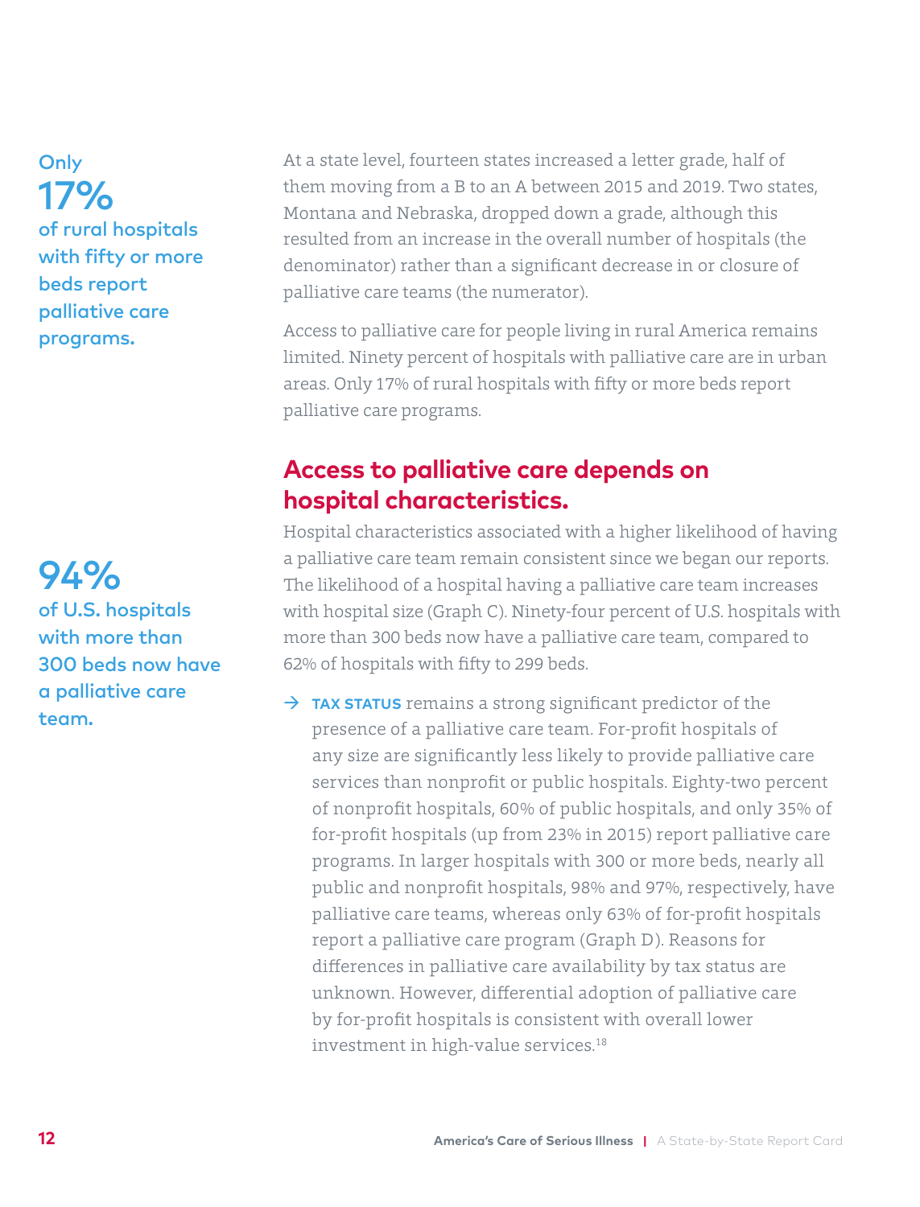**Only 17% of rural hospitals with fifty or more beds report palliative care programs.**

At a state level, fourteen states increased a letter grade, half of them moving from a B to an A between 2015 and 2019. Two states, Montana and Nebraska, dropped down a grade, although this resulted from an increase in the overall number of hospitals (the denominator) rather than a significant decrease in or closure of palliative care teams (the numerator).

Access to palliative care for people living in rural America remains limited. Ninety percent of hospitals with palliative care are in urban areas. Only 17% of rural hospitals with fifty or more beds report palliative care programs.

## Access to palliative care depends on hospital characteristics.

**94% of U.S. hospitals with more than 300 beds now have a palliative care team.**

Hospital characteristics associated with a higher likelihood of having a palliative care team remain consistent since we began our reports. The likelihood of a hospital having a palliative care team increases with hospital size (Graph C). Ninety-four percent of U.S. hospitals with more than 300 beds now have a palliative care team, compared to 62% of hospitals with fifty to 299 beds.

→ **TAX STATUS** remains a strong significant predictor of the presence of a palliative care team. For-profit hospitals of any size are significantly less likely to provide palliative care services than nonprofit or public hospitals. Eighty-two percent of nonprofit hospitals, 60% of public hospitals, and only 35% of for-profit hospitals (up from 23% in 2015) report palliative care programs. In larger hospitals with 300 or more beds, nearly all public and nonprofit hospitals, 98% and 97%, respectively, have palliative care teams, whereas only 63% of for-profit hospitals report a palliative care program (Graph D). Reasons for differences in palliative care availability by tax status are unknown. However, differential adoption of palliative care by for-profit hospitals is consistent with overall lower investment in high-value services.[18]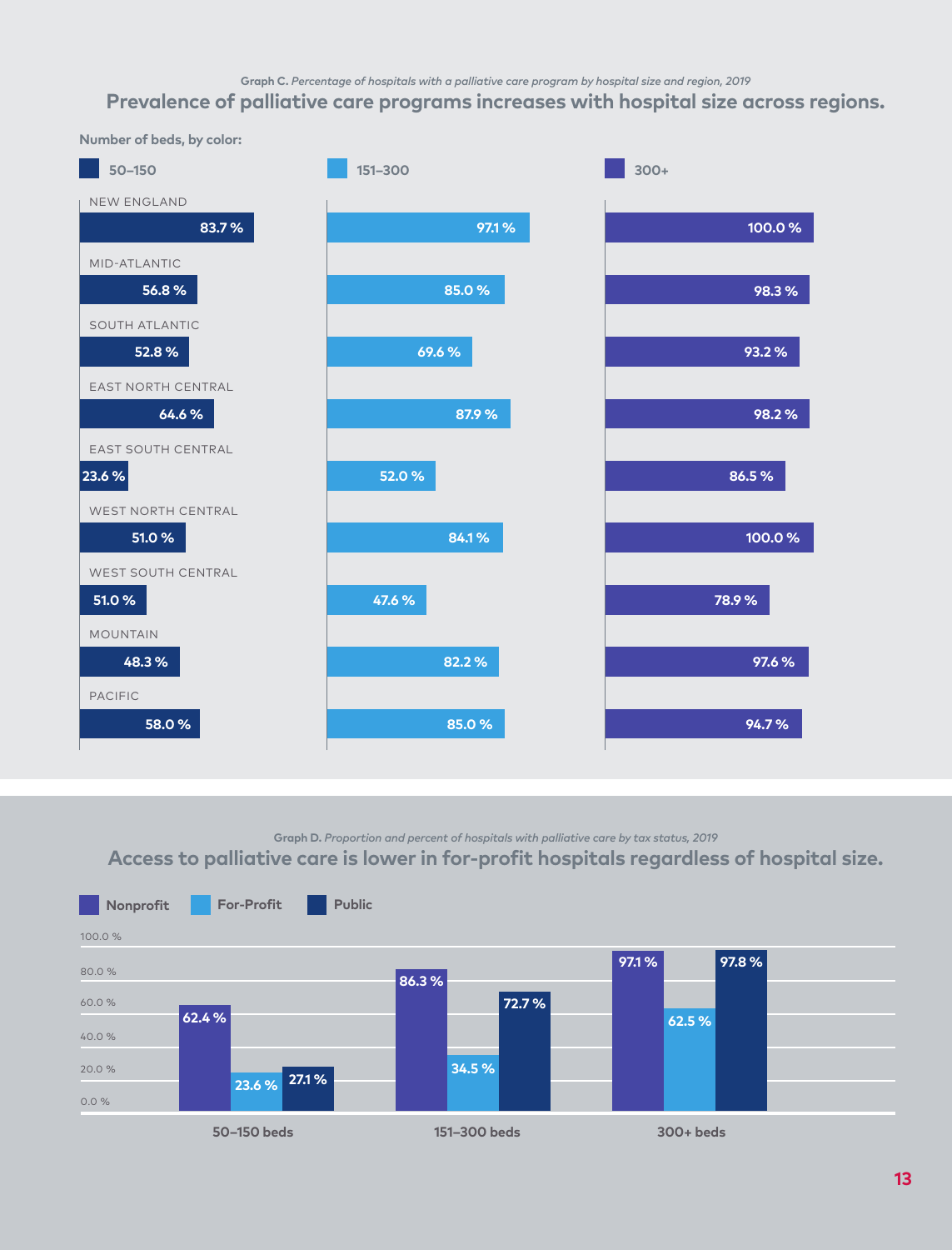**Graph C.** *Percentage of hospitals with a palliative care program by hospital size and region, 2019*

## Prevalence of palliative care programs increases with hospital size across regions.

Number of beds, by color:

| Region | 50–150 | 151–300 | 300+ |
| --- | --- | --- | --- |
| NEW ENGLAND | 83.7 % | 97.1 % | 100.0 % |
| MID-ATLANTIC | 56.8 % | 85.0 % | 98.3 % |
| SOUTH ATLANTIC | 52.8 % | 69.6 % | 93.2 % |
| EAST NORTH CENTRAL | 64.6 % | 87.9 % | 98.2 % |
| EAST SOUTH CENTRAL | 23.6 % | 52.0 % | 86.5 % |
| WEST NORTH CENTRAL | 51.0 % | 84.1 % | 100.0 % |
| WEST SOUTH CENTRAL | 51.0 % | 47.6 % | 78.9 % |
| MOUNTAIN | 48.3 % | 82.2 % | 97.6 % |
| PACIFIC | 58.0 % | 85.0 % | 94.7 % |

**Graph D.** *Proportion and percent of hospitals with palliative care by tax status, 2019*

## Access to palliative care is lower in for-profit hospitals regardless of hospital size.

| | Nonprofit | For-Profit | Public |
| --- | --- | --- | --- |
| 50–150 beds | 62.4 % | 23.6 % | 27.1 % |
| 151–300 beds | 86.3 % | 34.5 % | 72.7 % |
| 300+ beds | 97.1 % | 62.5 % | 97.8 % |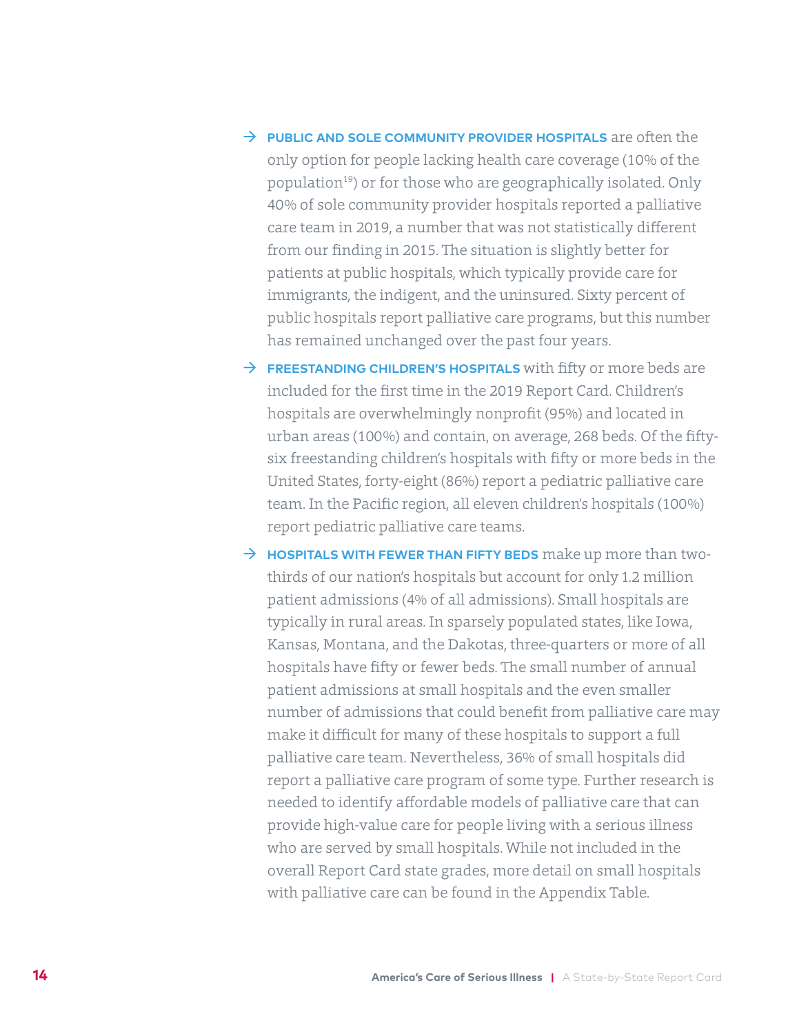- **PUBLIC AND SOLE COMMUNITY PROVIDER HOSPITALS** are often the only option for people lacking health care coverage (10% of the population[19]) or for those who are geographically isolated. Only 40% of sole community provider hospitals reported a palliative care team in 2019, a number that was not statistically different from our finding in 2015. The situation is slightly better for patients at public hospitals, which typically provide care for immigrants, the indigent, and the uninsured. Sixty percent of public hospitals report palliative care programs, but this number has remained unchanged over the past four years.
- **FREESTANDING CHILDREN'S HOSPITALS** with fifty or more beds are included for the first time in the 2019 Report Card. Children's hospitals are overwhelmingly nonprofit (95%) and located in urban areas (100%) and contain, on average, 268 beds. Of the fifty-six freestanding children's hospitals with fifty or more beds in the United States, forty-eight (86%) report a pediatric palliative care team. In the Pacific region, all eleven children's hospitals (100%) report pediatric palliative care teams.
- **HOSPITALS WITH FEWER THAN FIFTY BEDS** make up more than two-thirds of our nation's hospitals but account for only 1.2 million patient admissions (4% of all admissions). Small hospitals are typically in rural areas. In sparsely populated states, like Iowa, Kansas, Montana, and the Dakotas, three-quarters or more of all hospitals have fifty or fewer beds. The small number of annual patient admissions at small hospitals and the even smaller number of admissions that could benefit from palliative care may make it difficult for many of these hospitals to support a full palliative care team. Nevertheless, 36% of small hospitals did report a palliative care program of some type. Further research is needed to identify affordable models of palliative care that can provide high-value care for people living with a serious illness who are served by small hospitals. While not included in the overall Report Card state grades, more detail on small hospitals with palliative care can be found in the Appendix Table.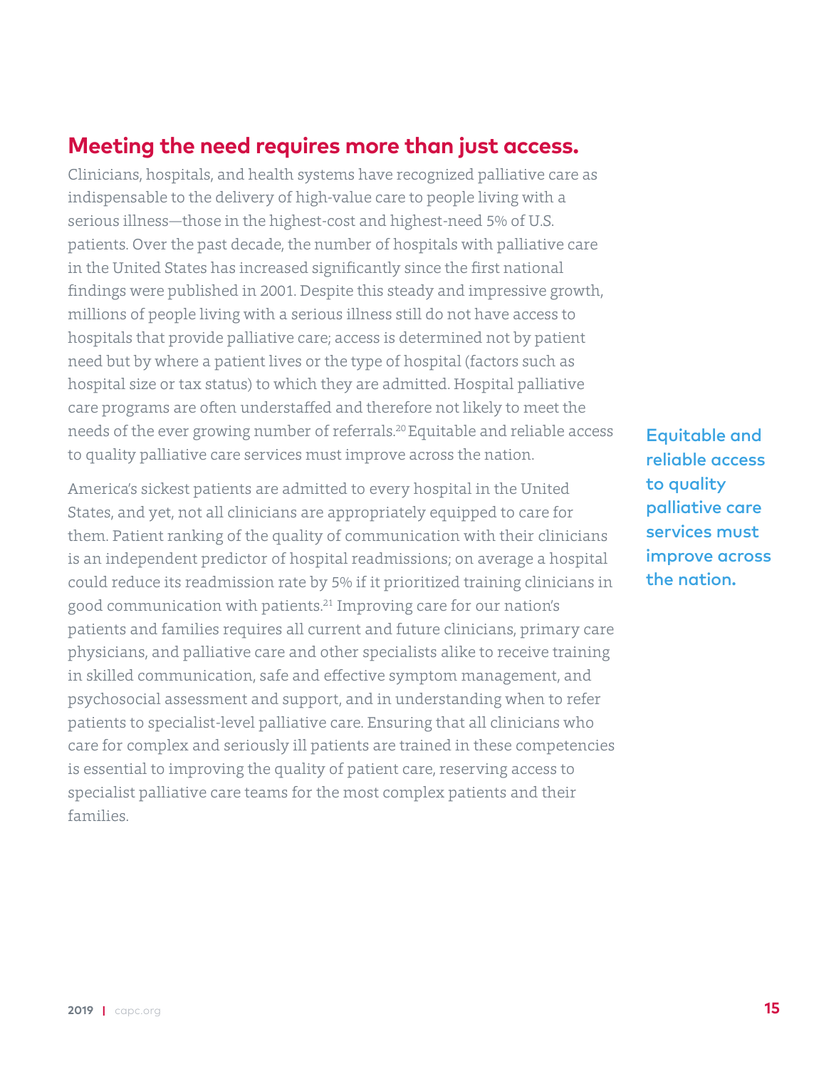## Meeting the need requires more than just access.

Clinicians, hospitals, and health systems have recognized palliative care as indispensable to the delivery of high-value care to people living with a serious illness—those in the highest-cost and highest-need 5% of U.S. patients. Over the past decade, the number of hospitals with palliative care in the United States has increased significantly since the first national findings were published in 2001. Despite this steady and impressive growth, millions of people living with a serious illness still do not have access to hospitals that provide palliative care; access is determined not by patient need but by where a patient lives or the type of hospital (factors such as hospital size or tax status) to which they are admitted. Hospital palliative care programs are often understaffed and therefore not likely to meet the needs of the ever growing number of referrals.[20] Equitable and reliable access to quality palliative care services must improve across the nation.

**Equitable and reliable access to quality palliative care services must improve across the nation.**

America's sickest patients are admitted to every hospital in the United States, and yet, not all clinicians are appropriately equipped to care for them. Patient ranking of the quality of communication with their clinicians is an independent predictor of hospital readmissions; on average a hospital could reduce its readmission rate by 5% if it prioritized training clinicians in good communication with patients.[21] Improving care for our nation's patients and families requires all current and future clinicians, primary care physicians, and palliative care and other specialists alike to receive training in skilled communication, safe and effective symptom management, and psychosocial assessment and support, and in understanding when to refer patients to specialist-level palliative care. Ensuring that all clinicians who care for complex and seriously ill patients are trained in these competencies is essential to improving the quality of patient care, reserving access to specialist palliative care teams for the most complex patients and their families.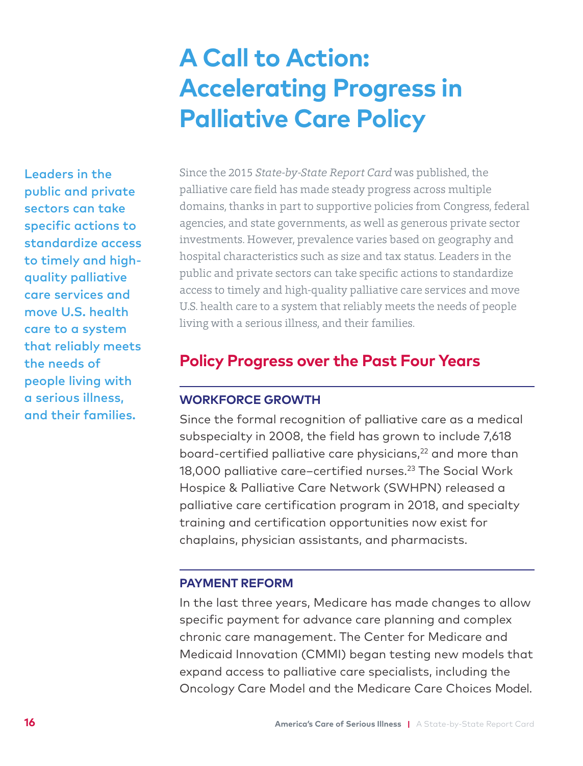# A Call to Action: Accelerating Progress in Palliative Care Policy

**Leaders in the public and private sectors can take specific actions to standardize access to timely and high-quality palliative care services and move U.S. health care to a system that reliably meets the needs of people living with a serious illness, and their families.**

Since the 2015 *State-by-State Report Card* was published, the palliative care field has made steady progress across multiple domains, thanks in part to supportive policies from Congress, federal agencies, and state governments, as well as generous private sector investments. However, prevalence varies based on geography and hospital characteristics such as size and tax status. Leaders in the public and private sectors can take specific actions to standardize access to timely and high-quality palliative care services and move U.S. health care to a system that reliably meets the needs of people living with a serious illness, and their families.

## Policy Progress over the Past Four Years

### WORKFORCE GROWTH

Since the formal recognition of palliative care as a medical subspecialty in 2008, the field has grown to include 7,618 board-certified palliative care physicians,[22] and more than 18,000 palliative care–certified nurses.[23] The Social Work Hospice & Palliative Care Network (SWHPN) released a palliative care certification program in 2018, and specialty training and certification opportunities now exist for chaplains, physician assistants, and pharmacists.

### PAYMENT REFORM

In the last three years, Medicare has made changes to allow specific payment for advance care planning and complex chronic care management. The Center for Medicare and Medicaid Innovation (CMMI) began testing new models that expand access to palliative care specialists, including the Oncology Care Model and the Medicare Care Choices Model.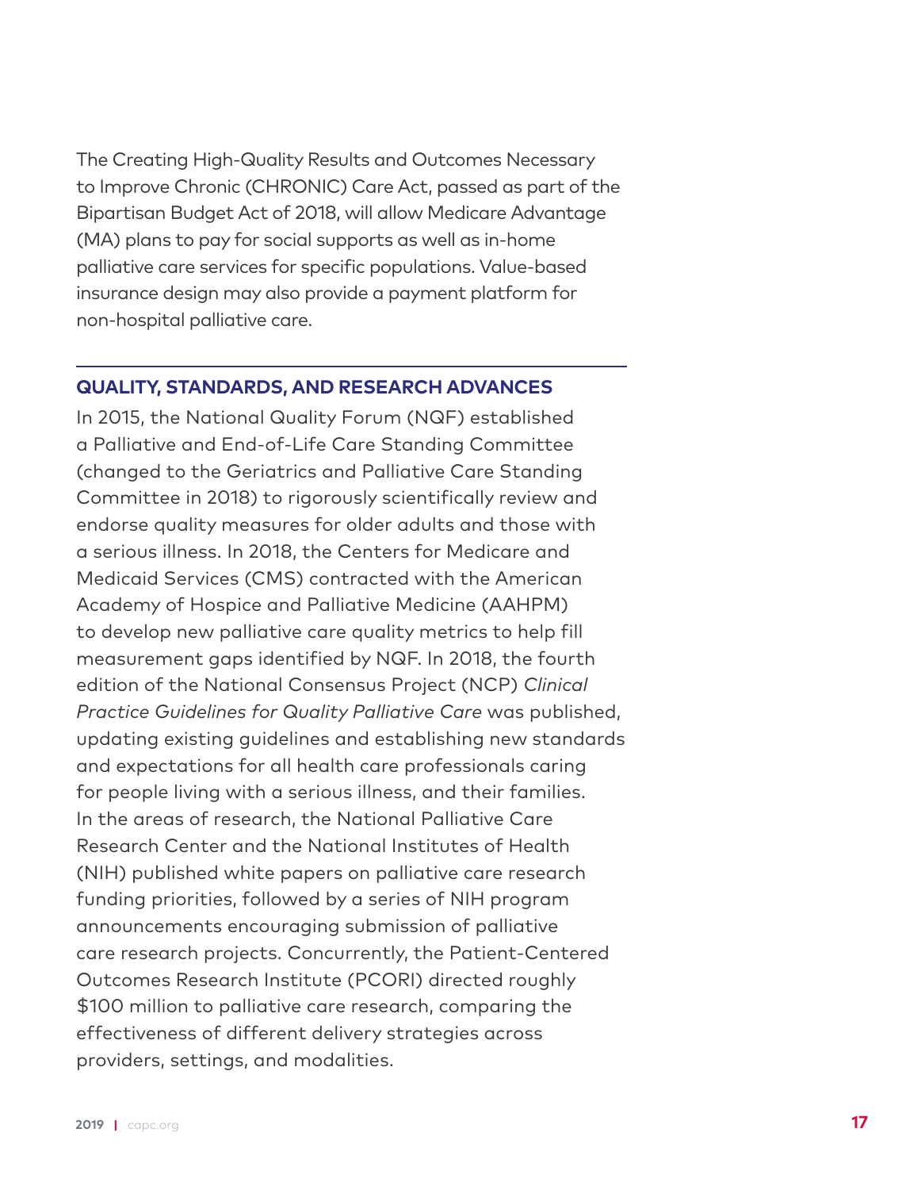The Creating High-Quality Results and Outcomes Necessary to Improve Chronic (CHRONIC) Care Act, passed as part of the Bipartisan Budget Act of 2018, will allow Medicare Advantage (MA) plans to pay for social supports as well as in-home palliative care services for specific populations. Value-based insurance design may also provide a payment platform for non-hospital palliative care.

## QUALITY, STANDARDS, AND RESEARCH ADVANCES

In 2015, the National Quality Forum (NQF) established a Palliative and End-of-Life Care Standing Committee (changed to the Geriatrics and Palliative Care Standing Committee in 2018) to rigorously scientifically review and endorse quality measures for older adults and those with a serious illness. In 2018, the Centers for Medicare and Medicaid Services (CMS) contracted with the American Academy of Hospice and Palliative Medicine (AAHPM) to develop new palliative care quality metrics to help fill measurement gaps identified by NQF. In 2018, the fourth edition of the National Consensus Project (NCP) *Clinical Practice Guidelines for Quality Palliative Care* was published, updating existing guidelines and establishing new standards and expectations for all health care professionals caring for people living with a serious illness, and their families. In the areas of research, the National Palliative Care Research Center and the National Institutes of Health (NIH) published white papers on palliative care research funding priorities, followed by a series of NIH program announcements encouraging submission of palliative care research projects. Concurrently, the Patient-Centered Outcomes Research Institute (PCORI) directed roughly $100 million to palliative care research, comparing the effectiveness of different delivery strategies across providers, settings, and modalities.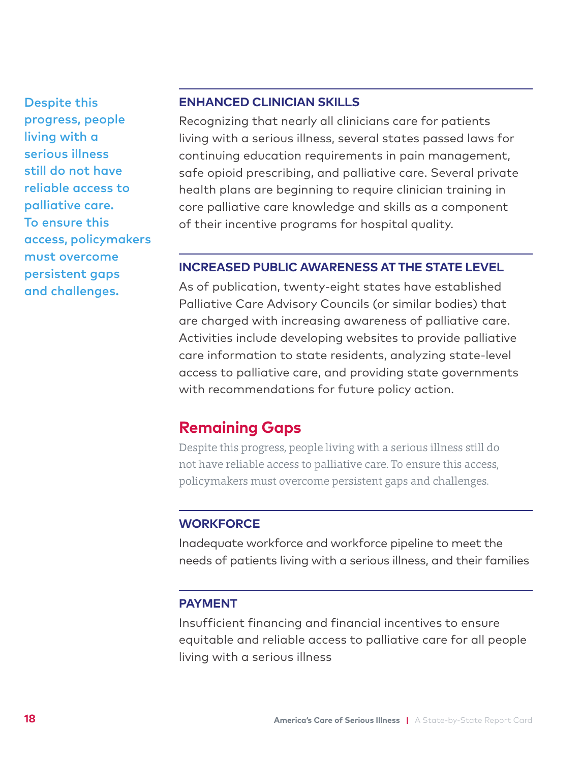Despite this progress, people living with a serious illness still do not have reliable access to palliative care. To ensure this access, policymakers must overcome persistent gaps and challenges.

### ENHANCED CLINICIAN SKILLS

Recognizing that nearly all clinicians care for patients living with a serious illness, several states passed laws for continuing education requirements in pain management, safe opioid prescribing, and palliative care. Several private health plans are beginning to require clinician training in core palliative care knowledge and skills as a component of their incentive programs for hospital quality.

### INCREASED PUBLIC AWARENESS AT THE STATE LEVEL

As of publication, twenty-eight states have established Palliative Care Advisory Councils (or similar bodies) that are charged with increasing awareness of palliative care. Activities include developing websites to provide palliative care information to state residents, analyzing state-level access to palliative care, and providing state governments with recommendations for future policy action.

## Remaining Gaps

Despite this progress, people living with a serious illness still do not have reliable access to palliative care. To ensure this access, policymakers must overcome persistent gaps and challenges.

### WORKFORCE

Inadequate workforce and workforce pipeline to meet the needs of patients living with a serious illness, and their families

### PAYMENT

Insufficient financing and financial incentives to ensure equitable and reliable access to palliative care for all people living with a serious illness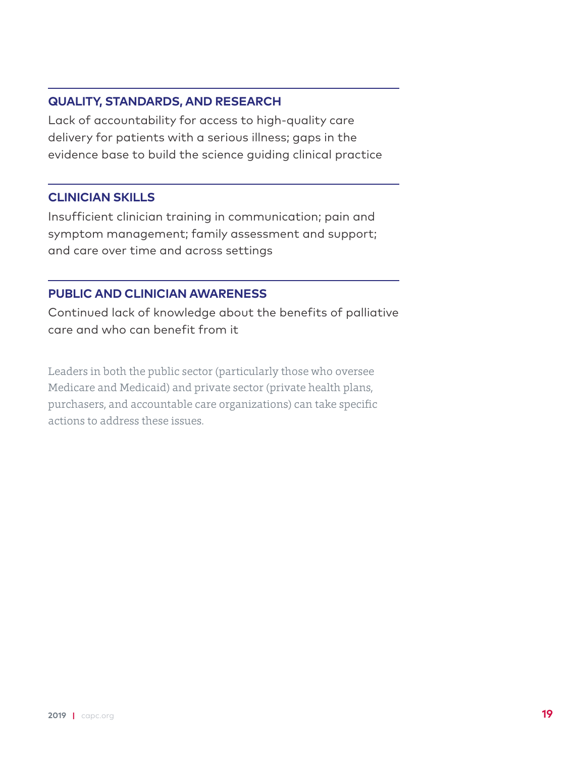### QUALITY, STANDARDS, AND RESEARCH

Lack of accountability for access to high-quality care delivery for patients with a serious illness; gaps in the evidence base to build the science guiding clinical practice

### CLINICIAN SKILLS

Insufficient clinician training in communication; pain and symptom management; family assessment and support; and care over time and across settings

### PUBLIC AND CLINICIAN AWARENESS

Continued lack of knowledge about the benefits of palliative care and who can benefit from it

Leaders in both the public sector (particularly those who oversee Medicare and Medicaid) and private sector (private health plans, purchasers, and accountable care organizations) can take specific actions to address these issues.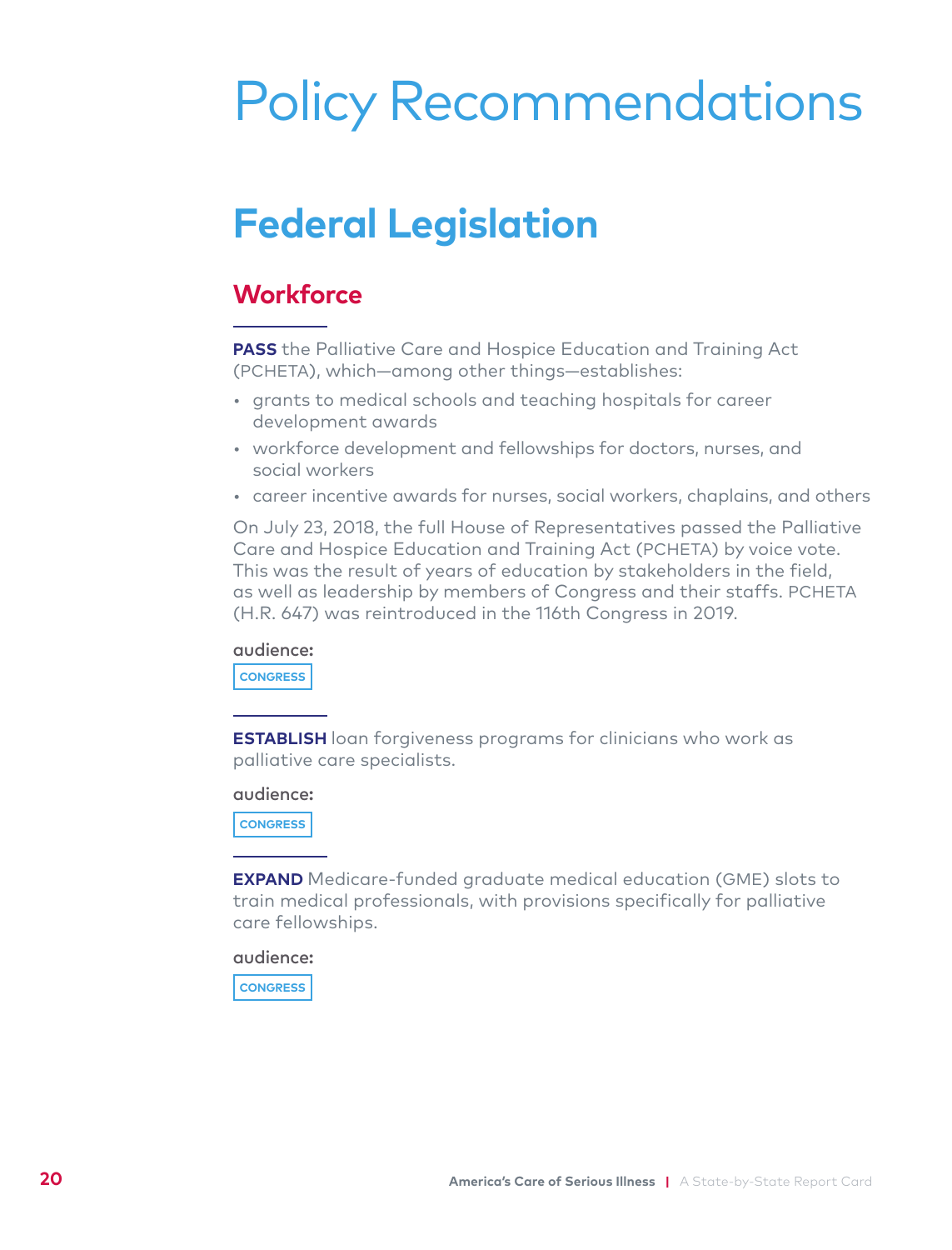# Policy Recommendations

## Federal Legislation

### Workforce

**PASS** the Palliative Care and Hospice Education and Training Act (PCHETA), which—among other things—establishes:

- grants to medical schools and teaching hospitals for career development awards
- workforce development and fellowships for doctors, nurses, and social workers
- career incentive awards for nurses, social workers, chaplains, and others

On July 23, 2018, the full House of Representatives passed the Palliative Care and Hospice Education and Training Act (PCHETA) by voice vote. This was the result of years of education by stakeholders in the field, as well as leadership by members of Congress and their staffs. PCHETA (H.R. 647) was reintroduced in the 116th Congress in 2019.

audience:

CONGRESS

**ESTABLISH** loan forgiveness programs for clinicians who work as palliative care specialists.

audience:

CONGRESS

**EXPAND** Medicare-funded graduate medical education (GME) slots to train medical professionals, with provisions specifically for palliative care fellowships.

audience:

CONGRESS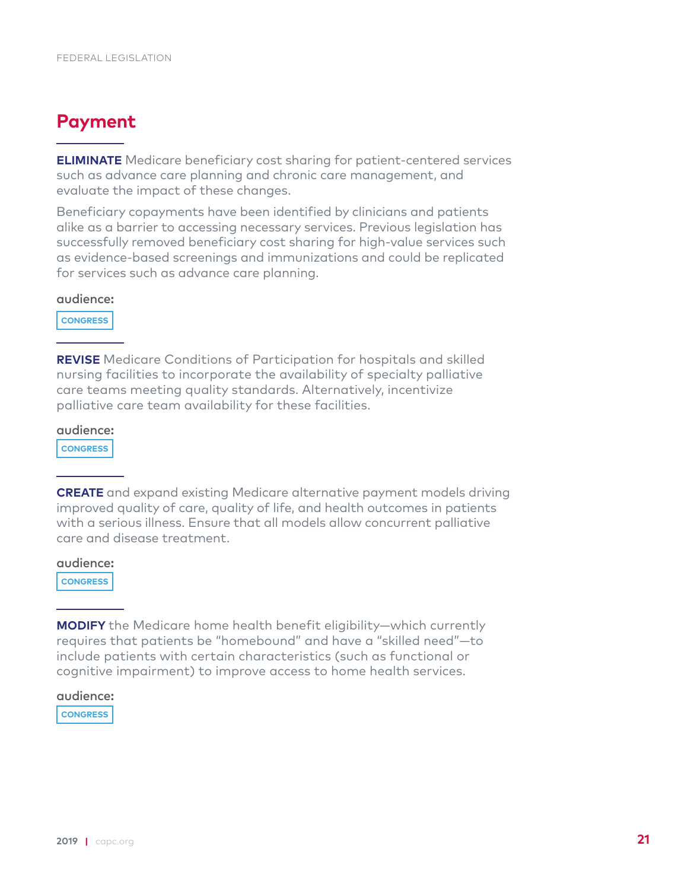## Payment

**ELIMINATE** Medicare beneficiary cost sharing for patient-centered services such as advance care planning and chronic care management, and evaluate the impact of these changes.

Beneficiary copayments have been identified by clinicians and patients alike as a barrier to accessing necessary services. Previous legislation has successfully removed beneficiary cost sharing for high-value services such as evidence-based screenings and immunizations and could be replicated for services such as advance care planning.

**audience:**

CONGRESS

---

**REVISE** Medicare Conditions of Participation for hospitals and skilled nursing facilities to incorporate the availability of specialty palliative care teams meeting quality standards. Alternatively, incentivize palliative care team availability for these facilities.

**audience:**

CONGRESS

---

**CREATE** and expand existing Medicare alternative payment models driving improved quality of care, quality of life, and health outcomes in patients with a serious illness. Ensure that all models allow concurrent palliative care and disease treatment.

**audience:**

CONGRESS

---

**MODIFY** the Medicare home health benefit eligibility—which currently requires that patients be "homebound" and have a "skilled need"—to include patients with certain characteristics (such as functional or cognitive impairment) to improve access to home health services.

**audience:**

CONGRESS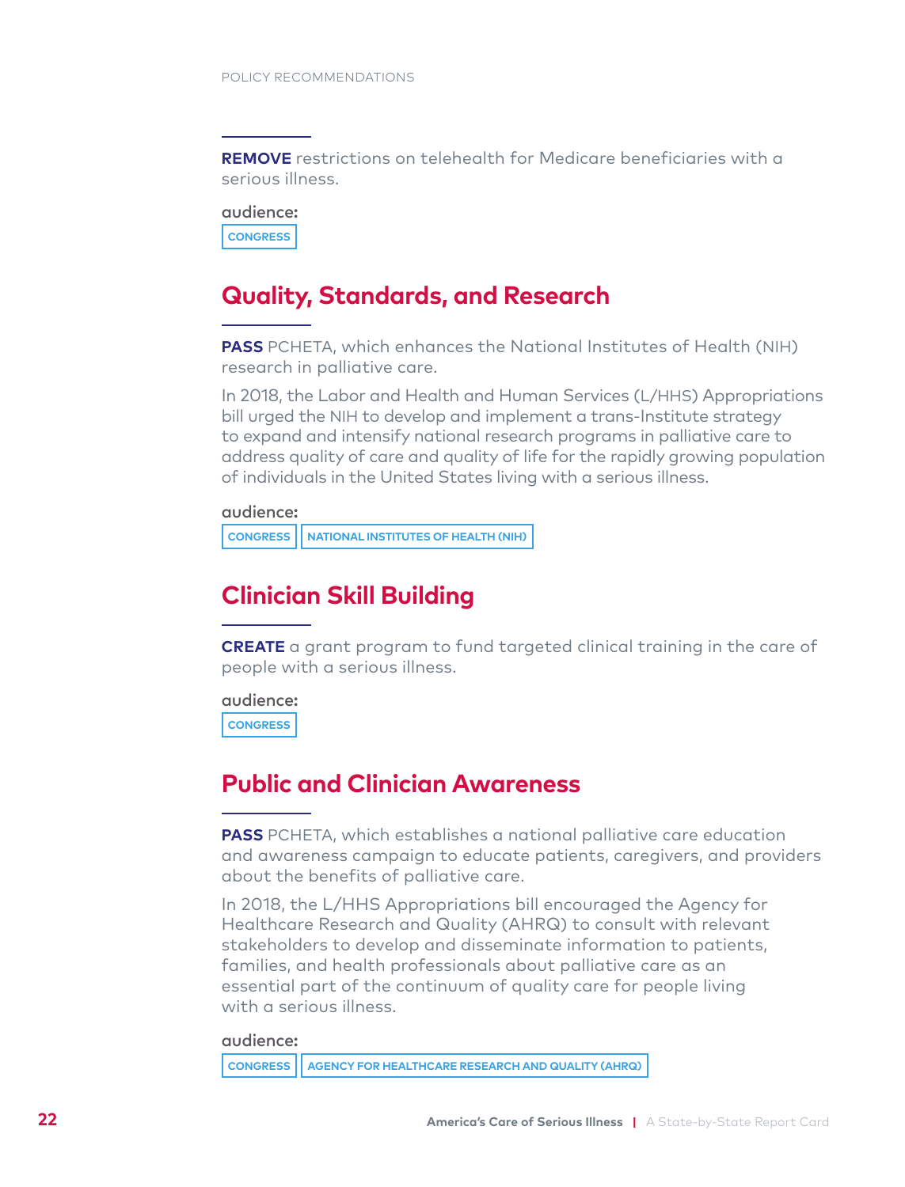**REMOVE** restrictions on telehealth for Medicare beneficiaries with a serious illness.

**audience:**

CONGRESS

## Quality, Standards, and Research

**PASS** PCHETA, which enhances the National Institutes of Health (NIH) research in palliative care.

In 2018, the Labor and Health and Human Services (L/HHS) Appropriations bill urged the NIH to develop and implement a trans-Institute strategy to expand and intensify national research programs in palliative care to address quality of care and quality of life for the rapidly growing population of individuals in the United States living with a serious illness.

**audience:**

CONGRESS | NATIONAL INSTITUTES OF HEALTH (NIH)

## Clinician Skill Building

**CREATE** a grant program to fund targeted clinical training in the care of people with a serious illness.

**audience:**

CONGRESS

## Public and Clinician Awareness

**PASS** PCHETA, which establishes a national palliative care education and awareness campaign to educate patients, caregivers, and providers about the benefits of palliative care.

In 2018, the L/HHS Appropriations bill encouraged the Agency for Healthcare Research and Quality (AHRQ) to consult with relevant stakeholders to develop and disseminate information to patients, families, and health professionals about palliative care as an essential part of the continuum of quality care for people living with a serious illness.

**audience:**

CONGRESS | AGENCY FOR HEALTHCARE RESEARCH AND QUALITY (AHRQ)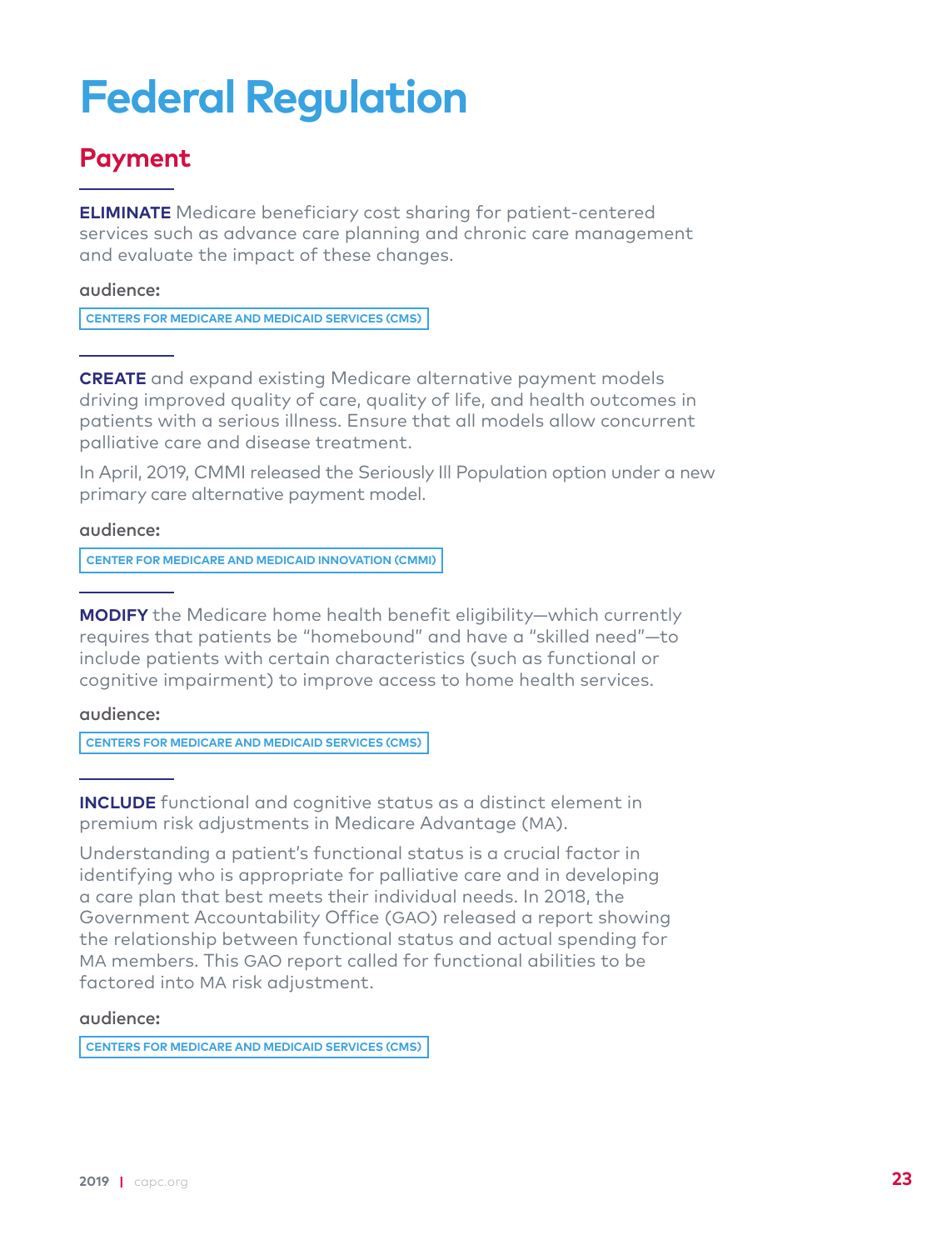# Federal Regulation

## Payment

**ELIMINATE** Medicare beneficiary cost sharing for patient-centered services such as advance care planning and chronic care management and evaluate the impact of these changes.

**audience:**

CENTERS FOR MEDICARE AND MEDICAID SERVICES (CMS)

**CREATE** and expand existing Medicare alternative payment models driving improved quality of care, quality of life, and health outcomes in patients with a serious illness. Ensure that all models allow concurrent palliative care and disease treatment.

In April, 2019, CMMI released the Seriously Ill Population option under a new primary care alternative payment model.

**audience:**

CENTER FOR MEDICARE AND MEDICAID INNOVATION (CMMI)

**MODIFY** the Medicare home health benefit eligibility—which currently requires that patients be "homebound" and have a "skilled need"—to include patients with certain characteristics (such as functional or cognitive impairment) to improve access to home health services.

**audience:**

CENTERS FOR MEDICARE AND MEDICAID SERVICES (CMS)

**INCLUDE** functional and cognitive status as a distinct element in premium risk adjustments in Medicare Advantage (MA).

Understanding a patient's functional status is a crucial factor in identifying who is appropriate for palliative care and in developing a care plan that best meets their individual needs. In 2018, the Government Accountability Office (GAO) released a report showing the relationship between functional status and actual spending for MA members. This GAO report called for functional abilities to be factored into MA risk adjustment.

**audience:**

CENTERS FOR MEDICARE AND MEDICAID SERVICES (CMS)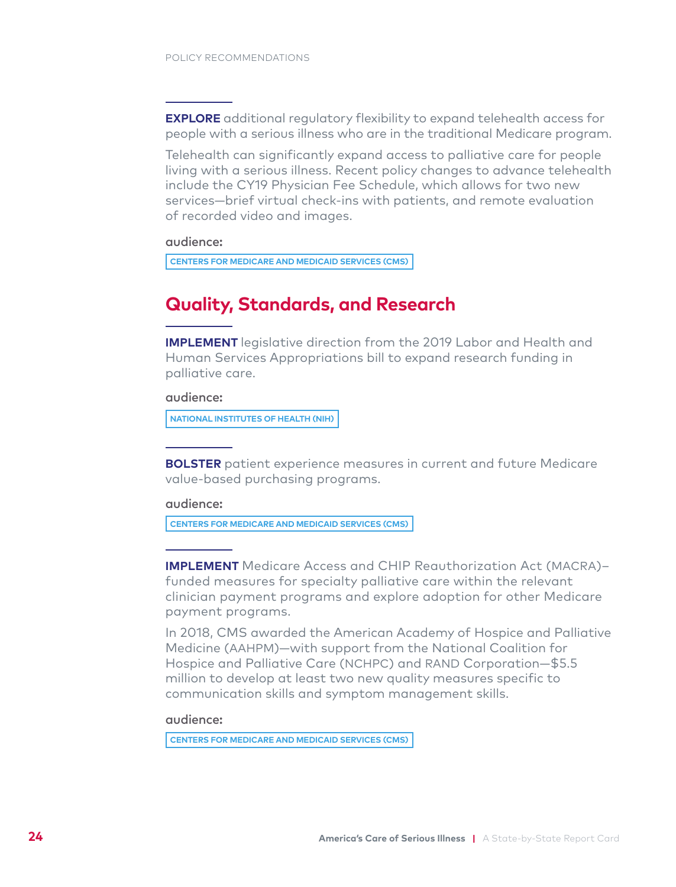**EXPLORE** additional regulatory flexibility to expand telehealth access for people with a serious illness who are in the traditional Medicare program.

Telehealth can significantly expand access to palliative care for people living with a serious illness. Recent policy changes to advance telehealth include the CY19 Physician Fee Schedule, which allows for two new services—brief virtual check-ins with patients, and remote evaluation of recorded video and images.

**audience:**

CENTERS FOR MEDICARE AND MEDICAID SERVICES (CMS)

## Quality, Standards, and Research

**IMPLEMENT** legislative direction from the 2019 Labor and Health and Human Services Appropriations bill to expand research funding in palliative care.

**audience:**

NATIONAL INSTITUTES OF HEALTH (NIH)

**BOLSTER** patient experience measures in current and future Medicare value-based purchasing programs.

**audience:**

CENTERS FOR MEDICARE AND MEDICAID SERVICES (CMS)

**IMPLEMENT** Medicare Access and CHIP Reauthorization Act (MACRA)–funded measures for specialty palliative care within the relevant clinician payment programs and explore adoption for other Medicare payment programs.

In 2018, CMS awarded the American Academy of Hospice and Palliative Medicine (AAHPM)—with support from the National Coalition for Hospice and Palliative Care (NCHPC) and RAND Corporation—$5.5 million to develop at least two new quality measures specific to communication skills and symptom management skills.

**audience:**

CENTERS FOR MEDICARE AND MEDICAID SERVICES (CMS)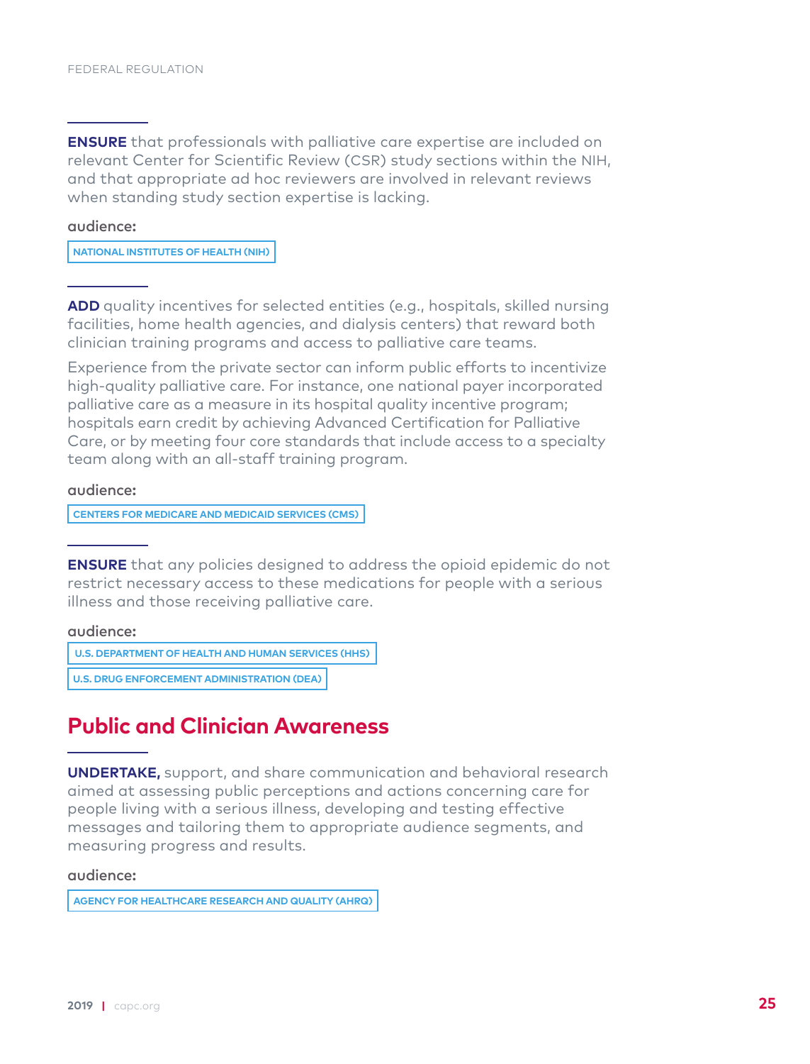**ENSURE** that professionals with palliative care expertise are included on relevant Center for Scientific Review (CSR) study sections within the NIH, and that appropriate ad hoc reviewers are involved in relevant reviews when standing study section expertise is lacking.

**audience:**

NATIONAL INSTITUTES OF HEALTH (NIH)

**ADD** quality incentives for selected entities (e.g., hospitals, skilled nursing facilities, home health agencies, and dialysis centers) that reward both clinician training programs and access to palliative care teams.

Experience from the private sector can inform public efforts to incentivize high-quality palliative care. For instance, one national payer incorporated palliative care as a measure in its hospital quality incentive program; hospitals earn credit by achieving Advanced Certification for Palliative Care, or by meeting four core standards that include access to a specialty team along with an all-staff training program.

**audience:**

CENTERS FOR MEDICARE AND MEDICAID SERVICES (CMS)

**ENSURE** that any policies designed to address the opioid epidemic do not restrict necessary access to these medications for people with a serious illness and those receiving palliative care.

**audience:**

U.S. DEPARTMENT OF HEALTH AND HUMAN SERVICES (HHS)

U.S. DRUG ENFORCEMENT ADMINISTRATION (DEA)

## Public and Clinician Awareness

**UNDERTAKE,** support, and share communication and behavioral research aimed at assessing public perceptions and actions concerning care for people living with a serious illness, developing and testing effective messages and tailoring them to appropriate audience segments, and measuring progress and results.

**audience:**

AGENCY FOR HEALTHCARE RESEARCH AND QUALITY (AHRQ)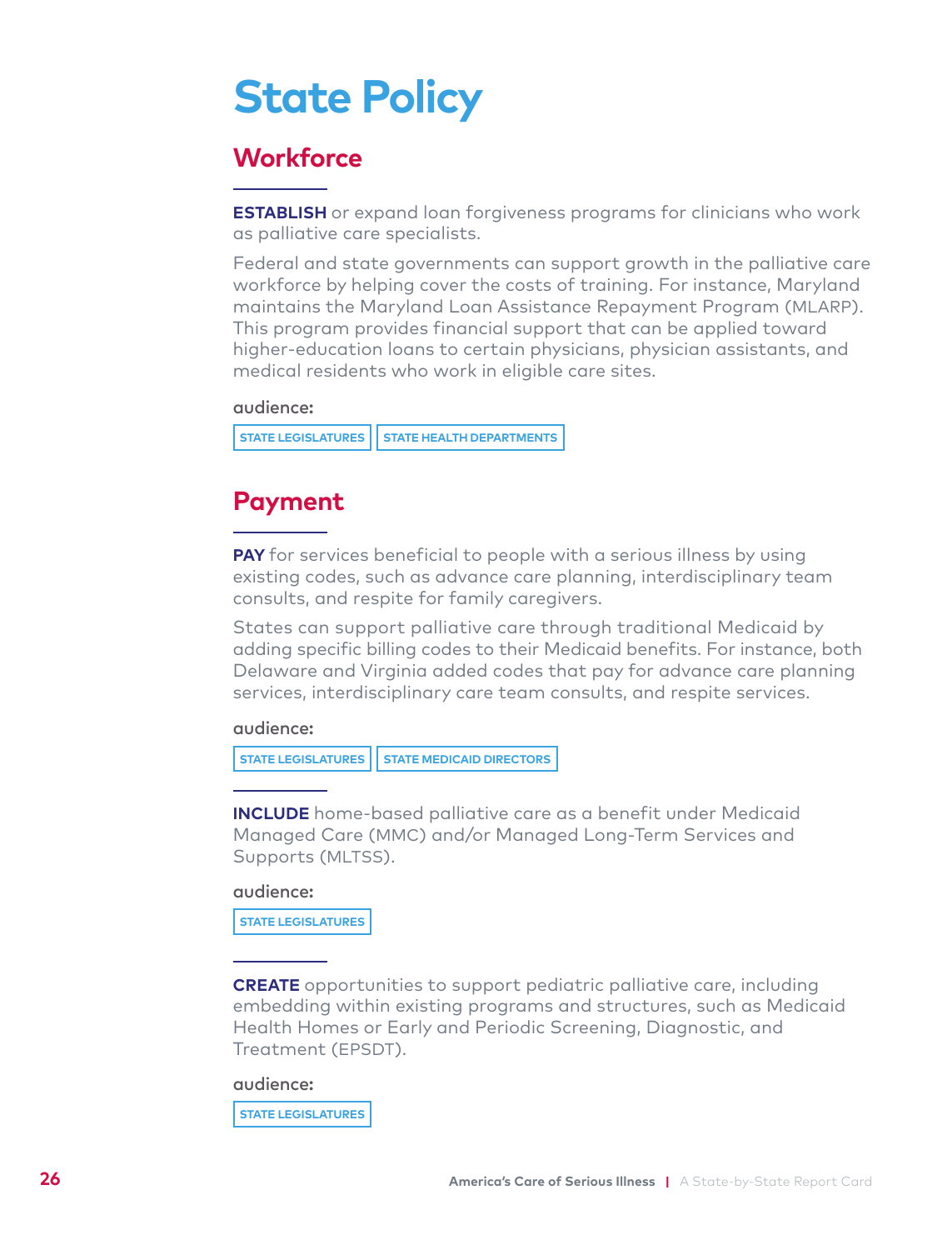# State Policy

## Workforce

**ESTABLISH** or expand loan forgiveness programs for clinicians who work as palliative care specialists.

Federal and state governments can support growth in the palliative care workforce by helping cover the costs of training. For instance, Maryland maintains the Maryland Loan Assistance Repayment Program (MLARP). This program provides financial support that can be applied toward higher-education loans to certain physicians, physician assistants, and medical residents who work in eligible care sites.

audience:

STATE LEGISLATURES | STATE HEALTH DEPARTMENTS

## Payment

**PAY** for services beneficial to people with a serious illness by using existing codes, such as advance care planning, interdisciplinary team consults, and respite for family caregivers.

States can support palliative care through traditional Medicaid by adding specific billing codes to their Medicaid benefits. For instance, both Delaware and Virginia added codes that pay for advance care planning services, interdisciplinary care team consults, and respite services.

audience:

STATE LEGISLATURES | STATE MEDICAID DIRECTORS

**INCLUDE** home-based palliative care as a benefit under Medicaid Managed Care (MMC) and/or Managed Long-Term Services and Supports (MLTSS).

audience:

STATE LEGISLATURES

**CREATE** opportunities to support pediatric palliative care, including embedding within existing programs and structures, such as Medicaid Health Homes or Early and Periodic Screening, Diagnostic, and Treatment (EPSDT).

audience:

STATE LEGISLATURES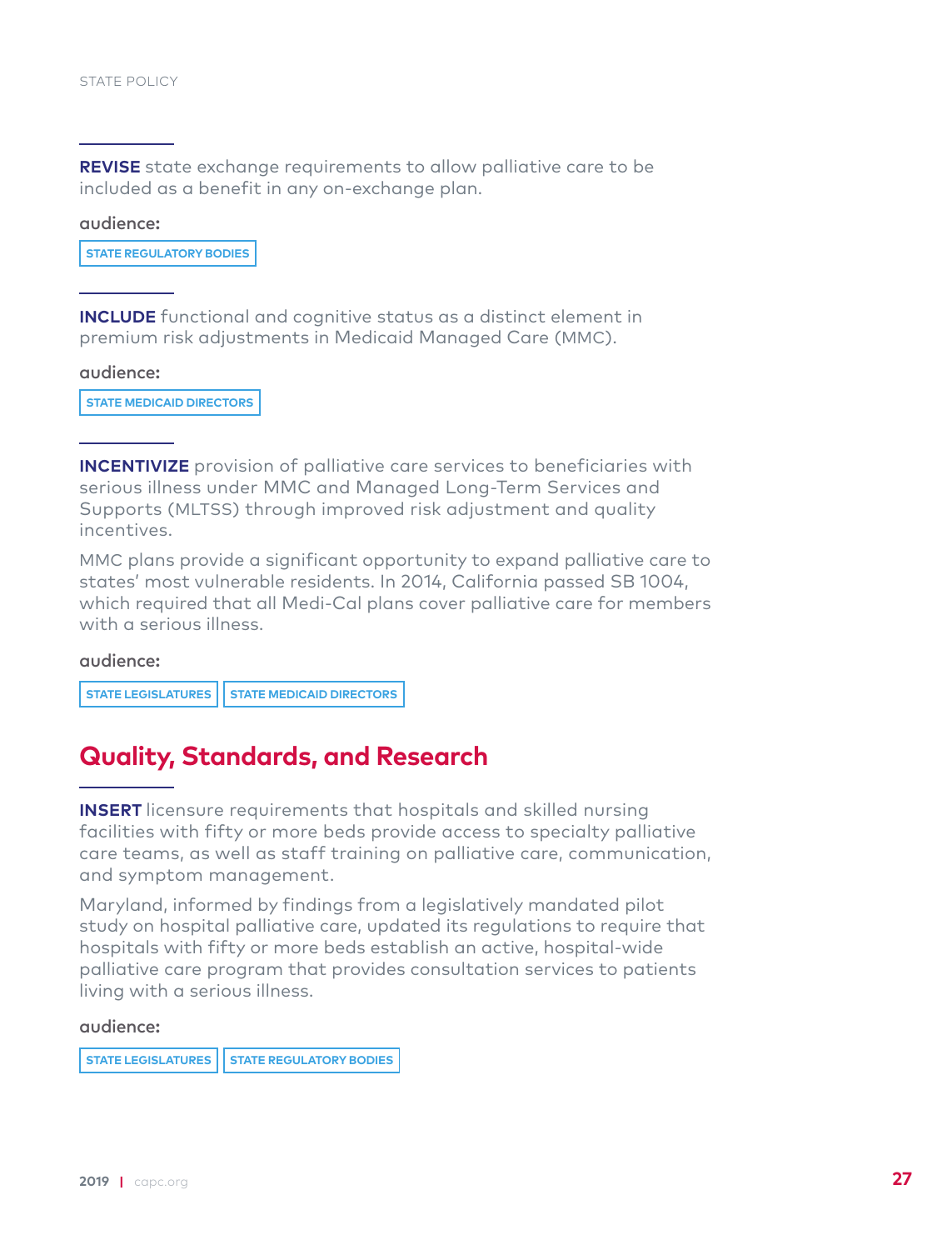**REVISE** state exchange requirements to allow palliative care to be included as a benefit in any on-exchange plan.

**audience:**

STATE REGULATORY BODIES

**INCLUDE** functional and cognitive status as a distinct element in premium risk adjustments in Medicaid Managed Care (MMC).

**audience:**

STATE MEDICAID DIRECTORS

**INCENTIVIZE** provision of palliative care services to beneficiaries with serious illness under MMC and Managed Long-Term Services and Supports (MLTSS) through improved risk adjustment and quality incentives.

MMC plans provide a significant opportunity to expand palliative care to states' most vulnerable residents. In 2014, California passed SB 1004, which required that all Medi-Cal plans cover palliative care for members with a serious illness.

**audience:**

STATE LEGISLATURES | STATE MEDICAID DIRECTORS

## Quality, Standards, and Research

**INSERT** licensure requirements that hospitals and skilled nursing facilities with fifty or more beds provide access to specialty palliative care teams, as well as staff training on palliative care, communication, and symptom management.

Maryland, informed by findings from a legislatively mandated pilot study on hospital palliative care, updated its regulations to require that hospitals with fifty or more beds establish an active, hospital-wide palliative care program that provides consultation services to patients living with a serious illness.

**audience:**

STATE LEGISLATURES | STATE REGULATORY BODIES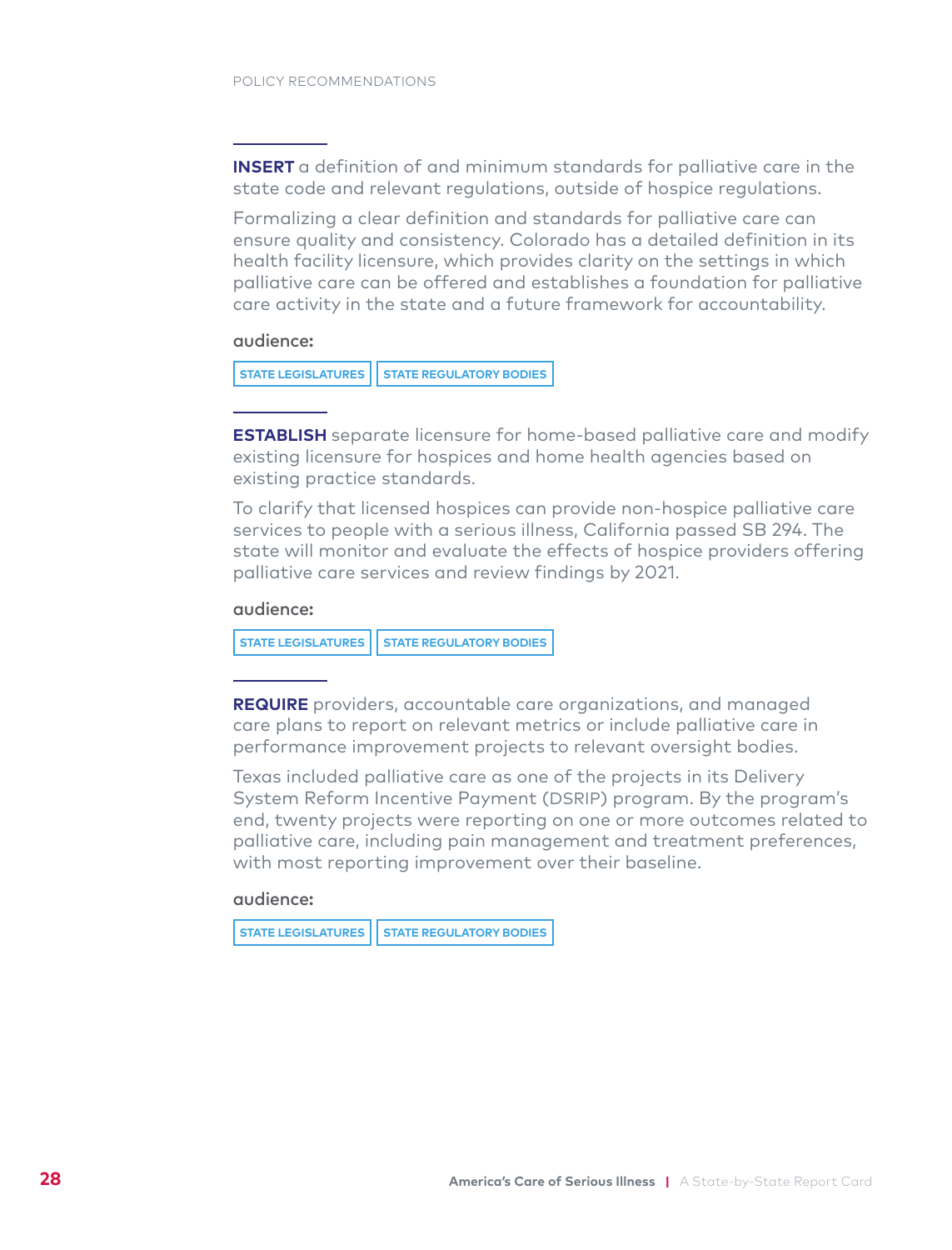POLICY RECOMMENDATIONS

**INSERT** a definition of and minimum standards for palliative care in the state code and relevant regulations, outside of hospice regulations.

Formalizing a clear definition and standards for palliative care can ensure quality and consistency. Colorado has a detailed definition in its health facility licensure, which provides clarity on the settings in which palliative care can be offered and establishes a foundation for palliative care activity in the state and a future framework for accountability.

**audience:**

STATE LEGISLATURES | STATE REGULATORY BODIES

**ESTABLISH** separate licensure for home-based palliative care and modify existing licensure for hospices and home health agencies based on existing practice standards.

To clarify that licensed hospices can provide non-hospice palliative care services to people with a serious illness, California passed SB 294. The state will monitor and evaluate the effects of hospice providers offering palliative care services and review findings by 2021.

**audience:**

STATE LEGISLATURES | STATE REGULATORY BODIES

**REQUIRE** providers, accountable care organizations, and managed care plans to report on relevant metrics or include palliative care in performance improvement projects to relevant oversight bodies.

Texas included palliative care as one of the projects in its Delivery System Reform Incentive Payment (DSRIP) program. By the program's end, twenty projects were reporting on one or more outcomes related to palliative care, including pain management and treatment preferences, with most reporting improvement over their baseline.

**audience:**

STATE LEGISLATURES | STATE REGULATORY BODIES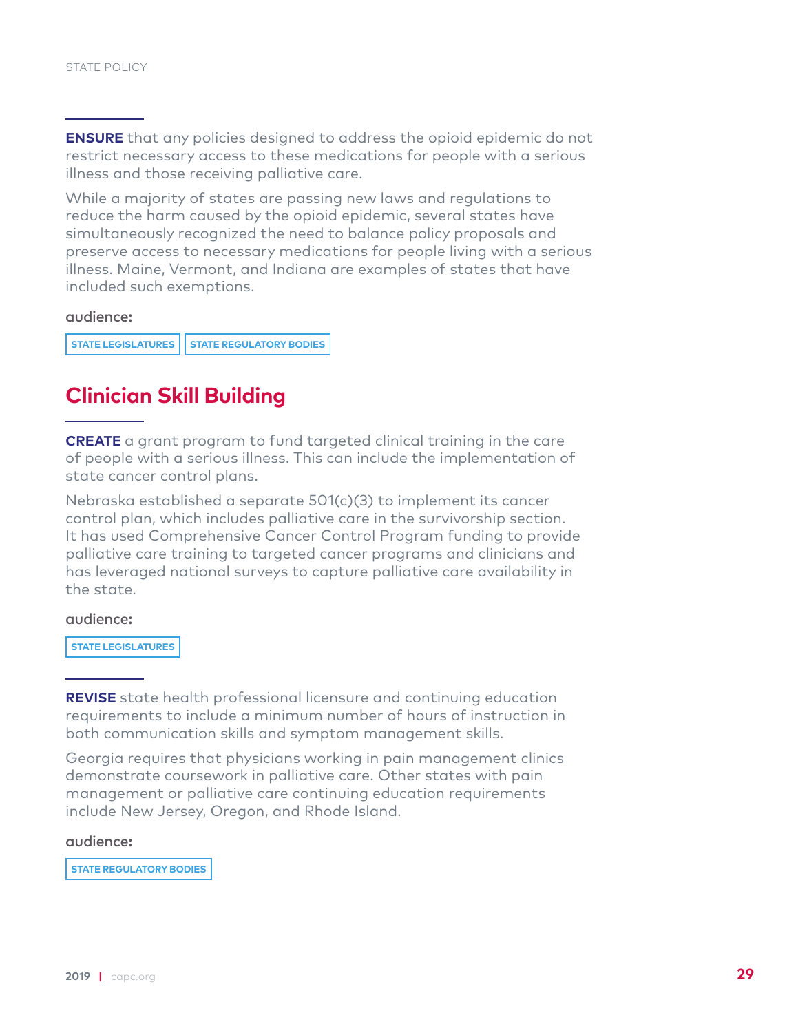**ENSURE** that any policies designed to address the opioid epidemic do not restrict necessary access to these medications for people with a serious illness and those receiving palliative care.

While a majority of states are passing new laws and regulations to reduce the harm caused by the opioid epidemic, several states have simultaneously recognized the need to balance policy proposals and preserve access to necessary medications for people living with a serious illness. Maine, Vermont, and Indiana are examples of states that have included such exemptions.

**audience:**

STATE LEGISLATURES | STATE REGULATORY BODIES

## Clinician Skill Building

**CREATE** a grant program to fund targeted clinical training in the care of people with a serious illness. This can include the implementation of state cancer control plans.

Nebraska established a separate 501(c)(3) to implement its cancer control plan, which includes palliative care in the survivorship section. It has used Comprehensive Cancer Control Program funding to provide palliative care training to targeted cancer programs and clinicians and has leveraged national surveys to capture palliative care availability in the state.

**audience:**

STATE LEGISLATURES

**REVISE** state health professional licensure and continuing education requirements to include a minimum number of hours of instruction in both communication skills and symptom management skills.

Georgia requires that physicians working in pain management clinics demonstrate coursework in palliative care. Other states with pain management or palliative care continuing education requirements include New Jersey, Oregon, and Rhode Island.

**audience:**

STATE REGULATORY BODIES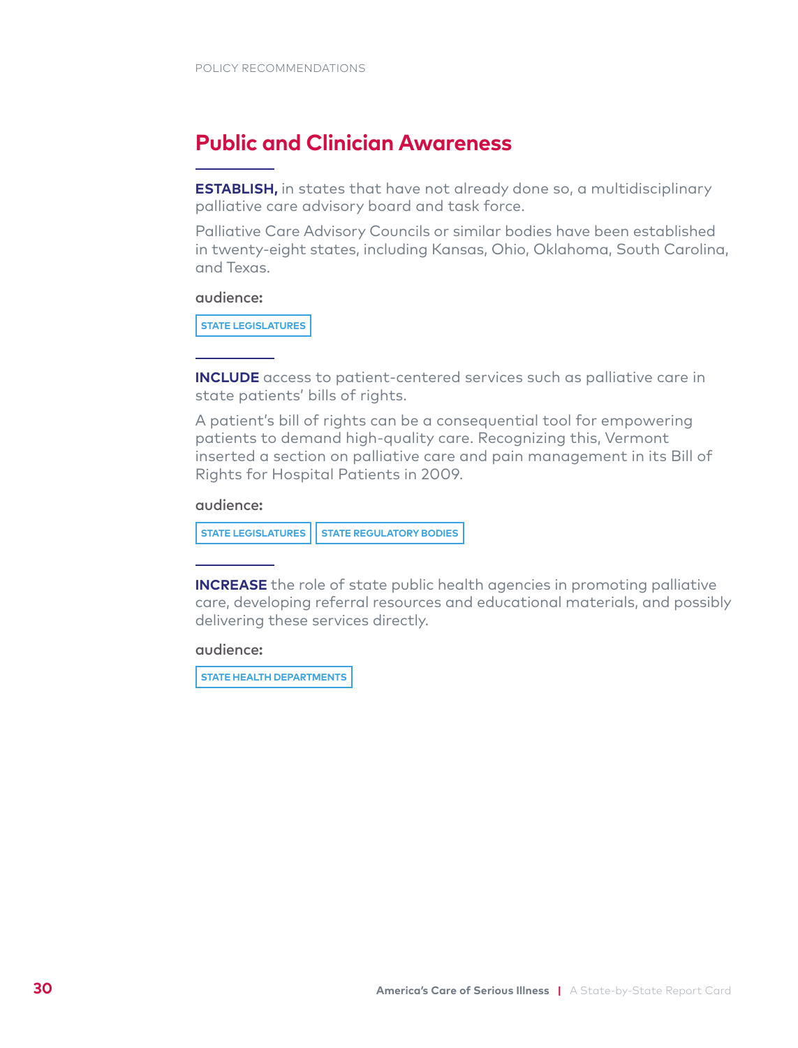## Public and Clinician Awareness

**ESTABLISH,** in states that have not already done so, a multidisciplinary palliative care advisory board and task force.

Palliative Care Advisory Councils or similar bodies have been established in twenty-eight states, including Kansas, Ohio, Oklahoma, South Carolina, and Texas.

**audience:**

STATE LEGISLATURES

**INCLUDE** access to patient-centered services such as palliative care in state patients' bills of rights.

A patient's bill of rights can be a consequential tool for empowering patients to demand high-quality care. Recognizing this, Vermont inserted a section on palliative care and pain management in its Bill of Rights for Hospital Patients in 2009.

**audience:**

STATE LEGISLATURES | STATE REGULATORY BODIES

**INCREASE** the role of state public health agencies in promoting palliative care, developing referral resources and educational materials, and possibly delivering these services directly.

**audience:**

STATE HEALTH DEPARTMENTS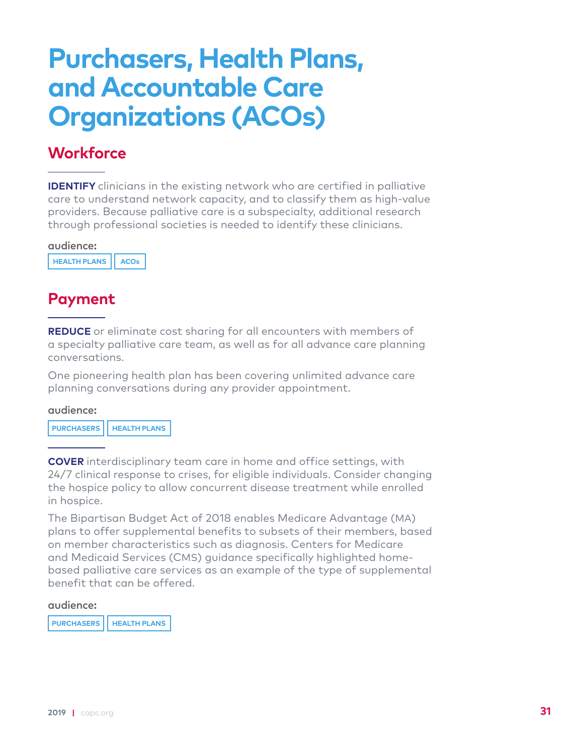# Purchasers, Health Plans, and Accountable Care Organizations (ACOs)

## Workforce

**IDENTIFY** clinicians in the existing network who are certified in palliative care to understand network capacity, and to classify them as high-value providers. Because palliative care is a subspecialty, additional research through professional societies is needed to identify these clinicians.

audience:

HEALTH PLANS | ACOs

## Payment

**REDUCE** or eliminate cost sharing for all encounters with members of a specialty palliative care team, as well as for all advance care planning conversations.

One pioneering health plan has been covering unlimited advance care planning conversations during any provider appointment.

audience:

PURCHASERS | HEALTH PLANS

**COVER** interdisciplinary team care in home and office settings, with 24/7 clinical response to crises, for eligible individuals. Consider changing the hospice policy to allow concurrent disease treatment while enrolled in hospice.

The Bipartisan Budget Act of 2018 enables Medicare Advantage (MA) plans to offer supplemental benefits to subsets of their members, based on member characteristics such as diagnosis. Centers for Medicare and Medicaid Services (CMS) guidance specifically highlighted home-based palliative care services as an example of the type of supplemental benefit that can be offered.

audience:

PURCHASERS | HEALTH PLANS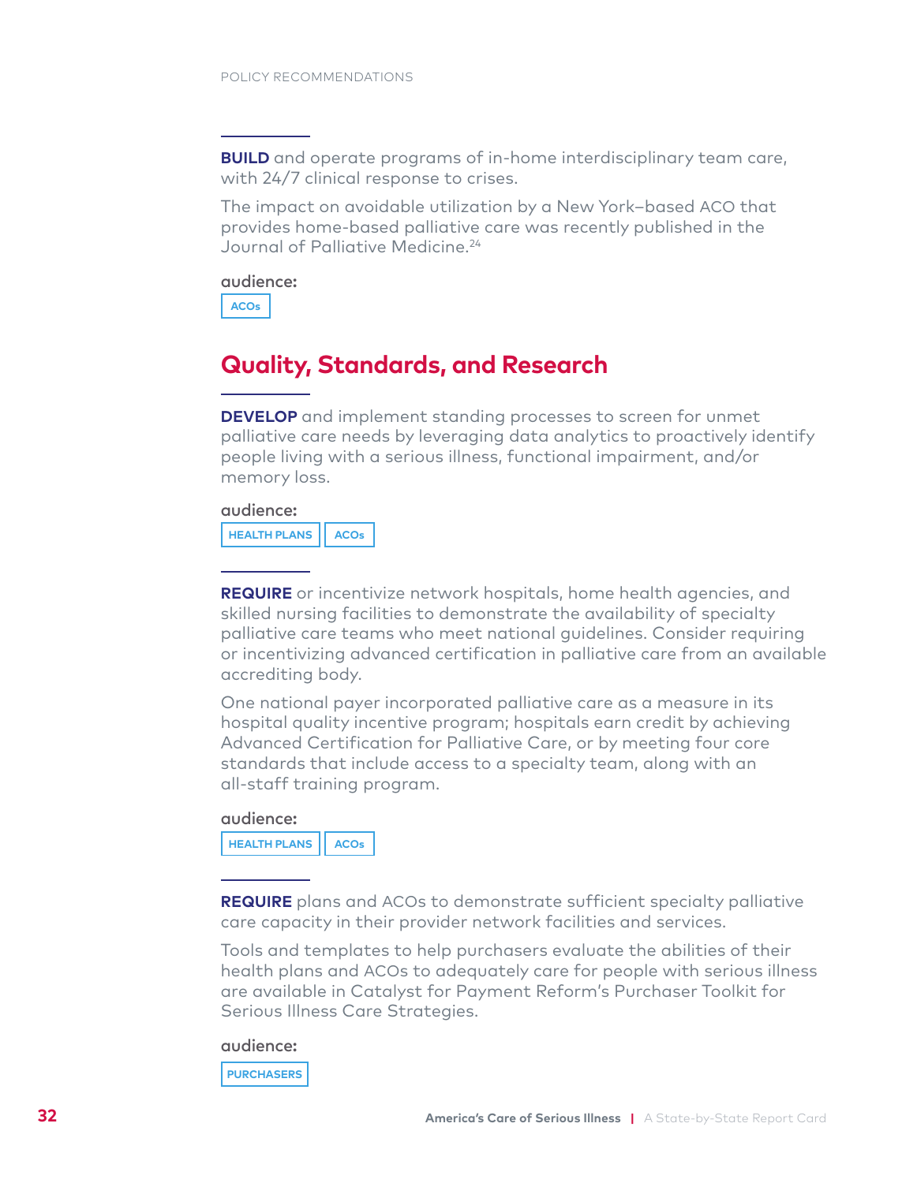**BUILD** and operate programs of in-home interdisciplinary team care, with 24/7 clinical response to crises.

The impact on avoidable utilization by a New York–based ACO that provides home-based palliative care was recently published in the Journal of Palliative Medicine.[24]

audience:

ACOs

## Quality, Standards, and Research

**DEVELOP** and implement standing processes to screen for unmet palliative care needs by leveraging data analytics to proactively identify people living with a serious illness, functional impairment, and/or memory loss.

audience:

HEALTH PLANS | ACOs

**REQUIRE** or incentivize network hospitals, home health agencies, and skilled nursing facilities to demonstrate the availability of specialty palliative care teams who meet national guidelines. Consider requiring or incentivizing advanced certification in palliative care from an available accrediting body.

One national payer incorporated palliative care as a measure in its hospital quality incentive program; hospitals earn credit by achieving Advanced Certification for Palliative Care, or by meeting four core standards that include access to a specialty team, along with an all-staff training program.

audience:

HEALTH PLANS | ACOs

**REQUIRE** plans and ACOs to demonstrate sufficient specialty palliative care capacity in their provider network facilities and services.

Tools and templates to help purchasers evaluate the abilities of their health plans and ACOs to adequately care for people with serious illness are available in Catalyst for Payment Reform's Purchaser Toolkit for Serious Illness Care Strategies.

audience:

PURCHASERS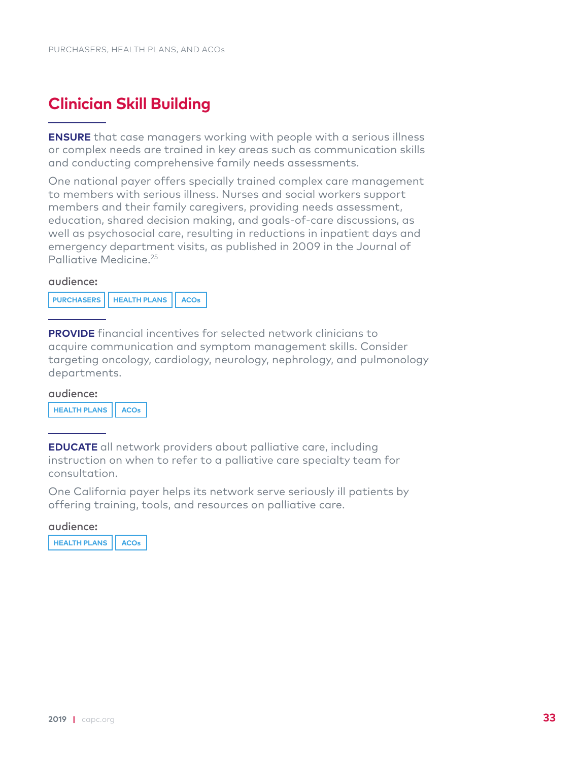## Clinician Skill Building

**ENSURE** that case managers working with people with a serious illness or complex needs are trained in key areas such as communication skills and conducting comprehensive family needs assessments.

One national payer offers specially trained complex care management to members with serious illness. Nurses and social workers support members and their family caregivers, providing needs assessment, education, shared decision making, and goals-of-care discussions, as well as psychosocial care, resulting in reductions in inpatient days and emergency department visits, as published in 2009 in the Journal of Palliative Medicine.[25]

**audience:**

PURCHASERS | HEALTH PLANS | ACOs

**PROVIDE** financial incentives for selected network clinicians to acquire communication and symptom management skills. Consider targeting oncology, cardiology, neurology, nephrology, and pulmonology departments.

**audience:**

HEALTH PLANS | ACOs

**EDUCATE** all network providers about palliative care, including instruction on when to refer to a palliative care specialty team for consultation.

One California payer helps its network serve seriously ill patients by offering training, tools, and resources on palliative care.

**audience:**

HEALTH PLANS | ACOs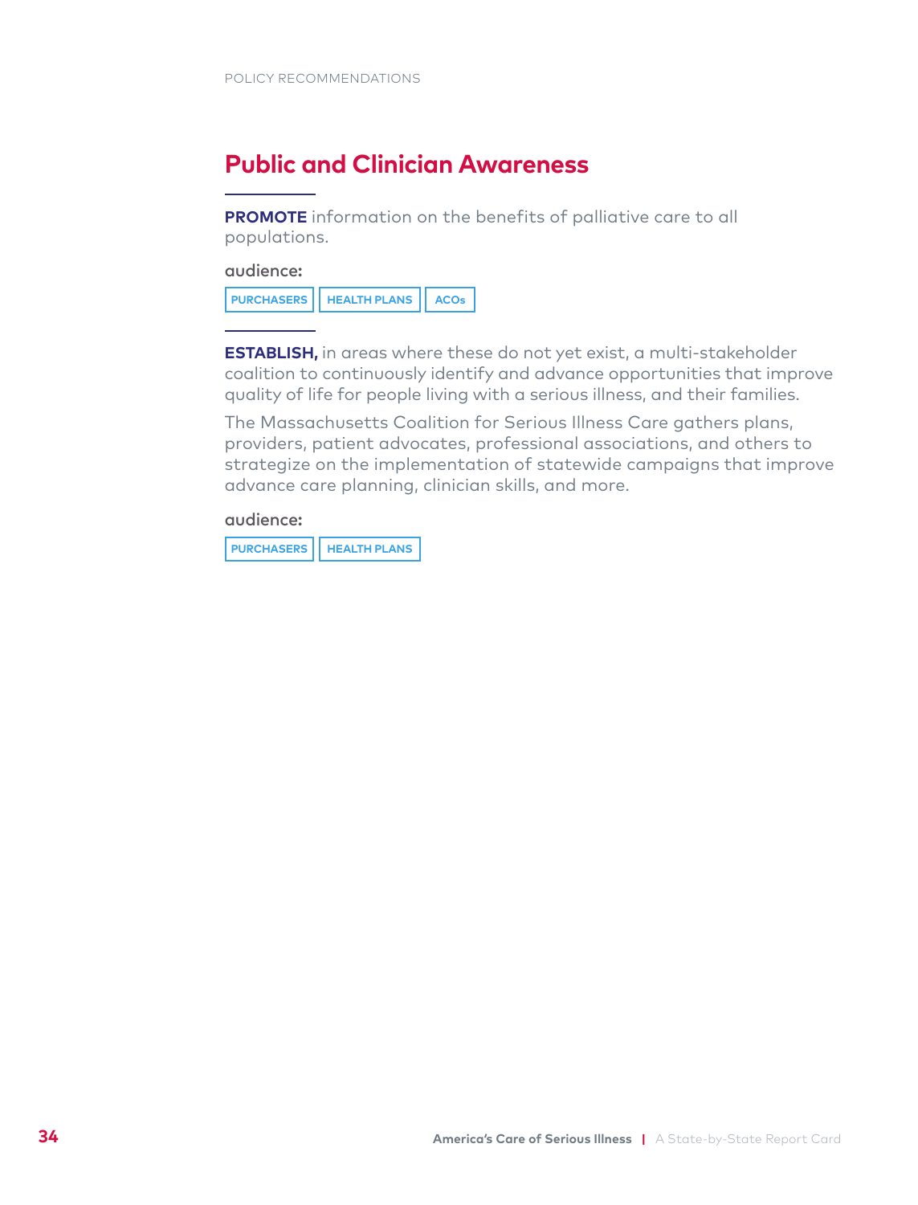## Public and Clinician Awareness

---

**PROMOTE** information on the benefits of palliative care to all populations.

audience:

PURCHASERS | HEALTH PLANS | ACOs

---

**ESTABLISH,** in areas where these do not yet exist, a multi-stakeholder coalition to continuously identify and advance opportunities that improve quality of life for people living with a serious illness, and their families.

The Massachusetts Coalition for Serious Illness Care gathers plans, providers, patient advocates, professional associations, and others to strategize on the implementation of statewide campaigns that improve advance care planning, clinician skills, and more.

audience:

PURCHASERS | HEALTH PLANS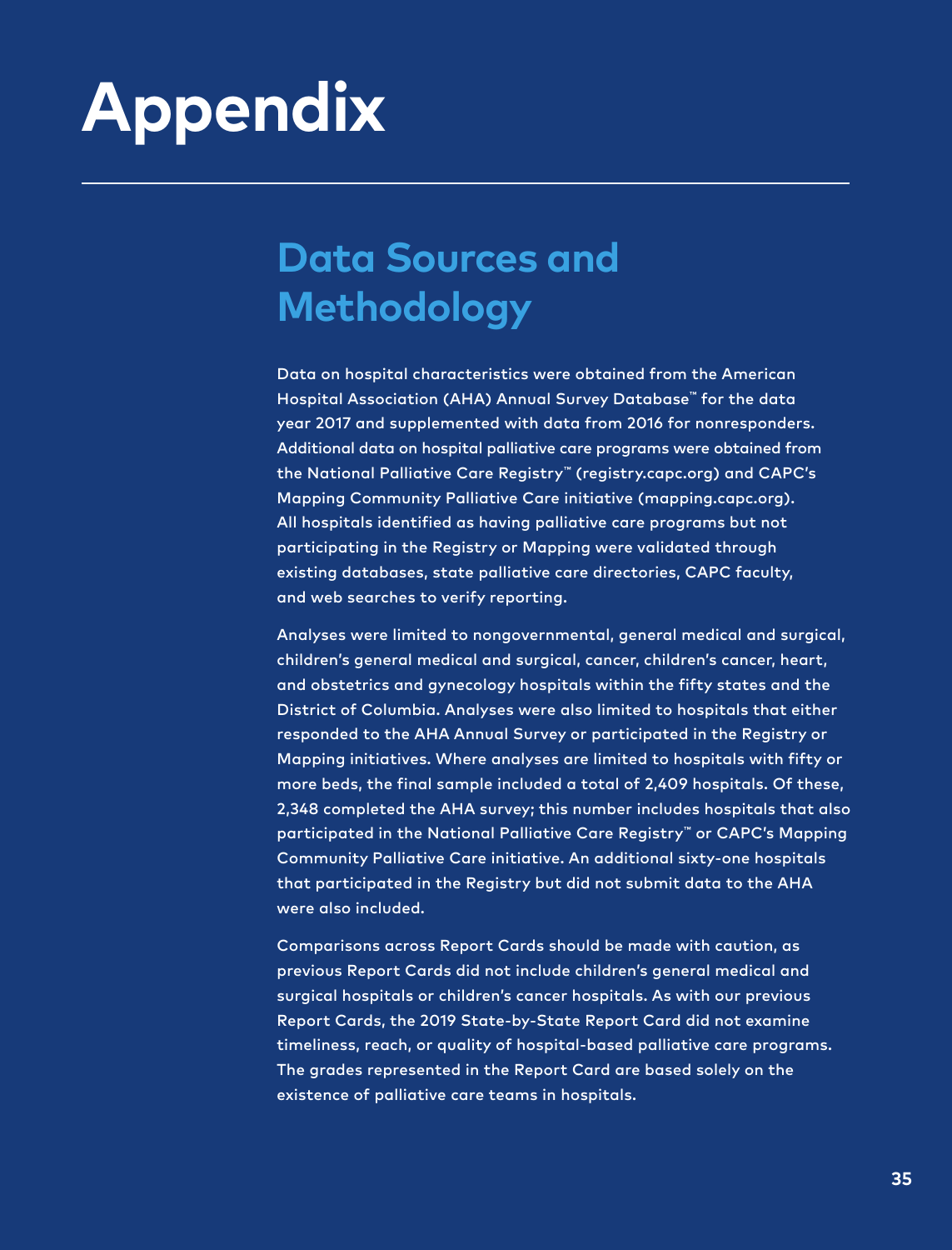# Appendix

## Data Sources and Methodology

Data on hospital characteristics were obtained from the American Hospital Association (AHA) Annual Survey Database™ for the data year 2017 and supplemented with data from 2016 for nonresponders. Additional data on hospital palliative care programs were obtained from the National Palliative Care Registry™ (registry.capc.org) and CAPC's Mapping Community Palliative Care initiative (mapping.capc.org). All hospitals identified as having palliative care programs but not participating in the Registry or Mapping were validated through existing databases, state palliative care directories, CAPC faculty, and web searches to verify reporting.

Analyses were limited to nongovernmental, general medical and surgical, children's general medical and surgical, cancer, children's cancer, heart, and obstetrics and gynecology hospitals within the fifty states and the District of Columbia. Analyses were also limited to hospitals that either responded to the AHA Annual Survey or participated in the Registry or Mapping initiatives. Where analyses are limited to hospitals with fifty or more beds, the final sample included a total of 2,409 hospitals. Of these, 2,348 completed the AHA survey; this number includes hospitals that also participated in the National Palliative Care Registry™ or CAPC's Mapping Community Palliative Care initiative. An additional sixty-one hospitals that participated in the Registry but did not submit data to the AHA were also included.

Comparisons across Report Cards should be made with caution, as previous Report Cards did not include children's general medical and surgical hospitals or children's cancer hospitals. As with our previous Report Cards, the 2019 State-by-State Report Card did not examine timeliness, reach, or quality of hospital-based palliative care programs. The grades represented in the Report Card are based solely on the existence of palliative care teams in hospitals.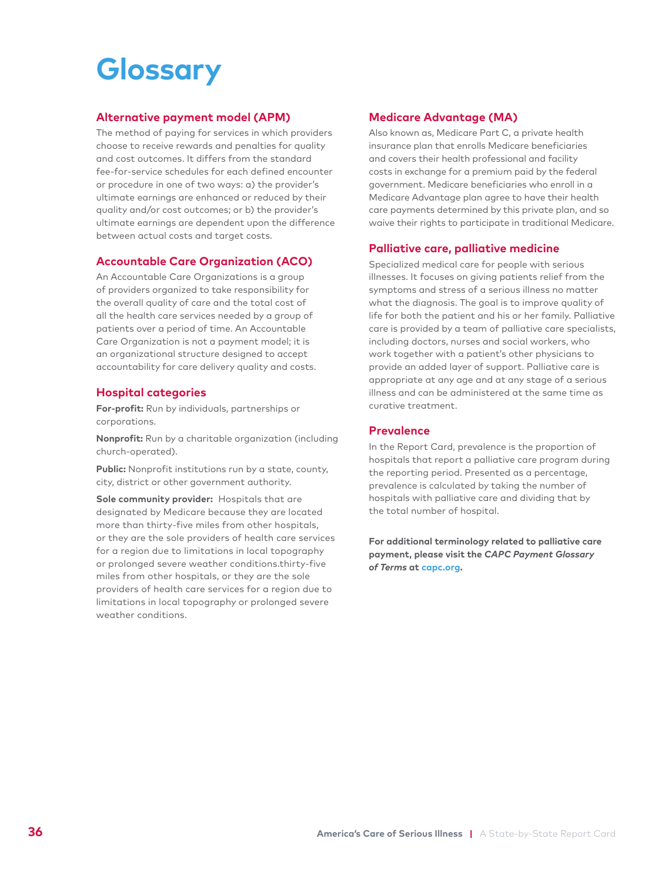# Glossary

## Alternative payment model (APM)

The method of paying for services in which providers choose to receive rewards and penalties for quality and cost outcomes. It differs from the standard fee-for-service schedules for each defined encounter or procedure in one of two ways: a) the provider's ultimate earnings are enhanced or reduced by their quality and/or cost outcomes; or b) the provider's ultimate earnings are dependent upon the difference between actual costs and target costs.

## Accountable Care Organization (ACO)

An Accountable Care Organizations is a group of providers organized to take responsibility for the overall quality of care and the total cost of all the health care services needed by a group of patients over a period of time. An Accountable Care Organization is not a payment model; it is an organizational structure designed to accept accountability for care delivery quality and costs.

## Hospital categories

**For-profit:** Run by individuals, partnerships or corporations.

**Nonprofit:** Run by a charitable organization (including church-operated).

**Public:** Nonprofit institutions run by a state, county, city, district or other government authority.

**Sole community provider:** Hospitals that are designated by Medicare because they are located more than thirty-five miles from other hospitals, or they are the sole providers of health care services for a region due to limitations in local topography or prolonged severe weather conditions.thirty-five miles from other hospitals, or they are the sole providers of health care services for a region due to limitations in local topography or prolonged severe weather conditions.

## Medicare Advantage (MA)

Also known as, Medicare Part C, a private health insurance plan that enrolls Medicare beneficiaries and covers their health professional and facility costs in exchange for a premium paid by the federal government. Medicare beneficiaries who enroll in a Medicare Advantage plan agree to have their health care payments determined by this private plan, and so waive their rights to participate in traditional Medicare.

## Palliative care, palliative medicine

Specialized medical care for people with serious illnesses. It focuses on giving patients relief from the symptoms and stress of a serious illness no matter what the diagnosis. The goal is to improve quality of life for both the patient and his or her family. Palliative care is provided by a team of palliative care specialists, including doctors, nurses and social workers, who work together with a patient's other physicians to provide an added layer of support. Palliative care is appropriate at any age and at any stage of a serious illness and can be administered at the same time as curative treatment.

## Prevalence

In the Report Card, prevalence is the proportion of hospitals that report a palliative care program during the reporting period. Presented as a percentage, prevalence is calculated by taking the number of hospitals with palliative care and dividing that by the total number of hospital.

**For additional terminology related to palliative care payment, please visit the *CAPC Payment Glossary of Terms* at capc.org.**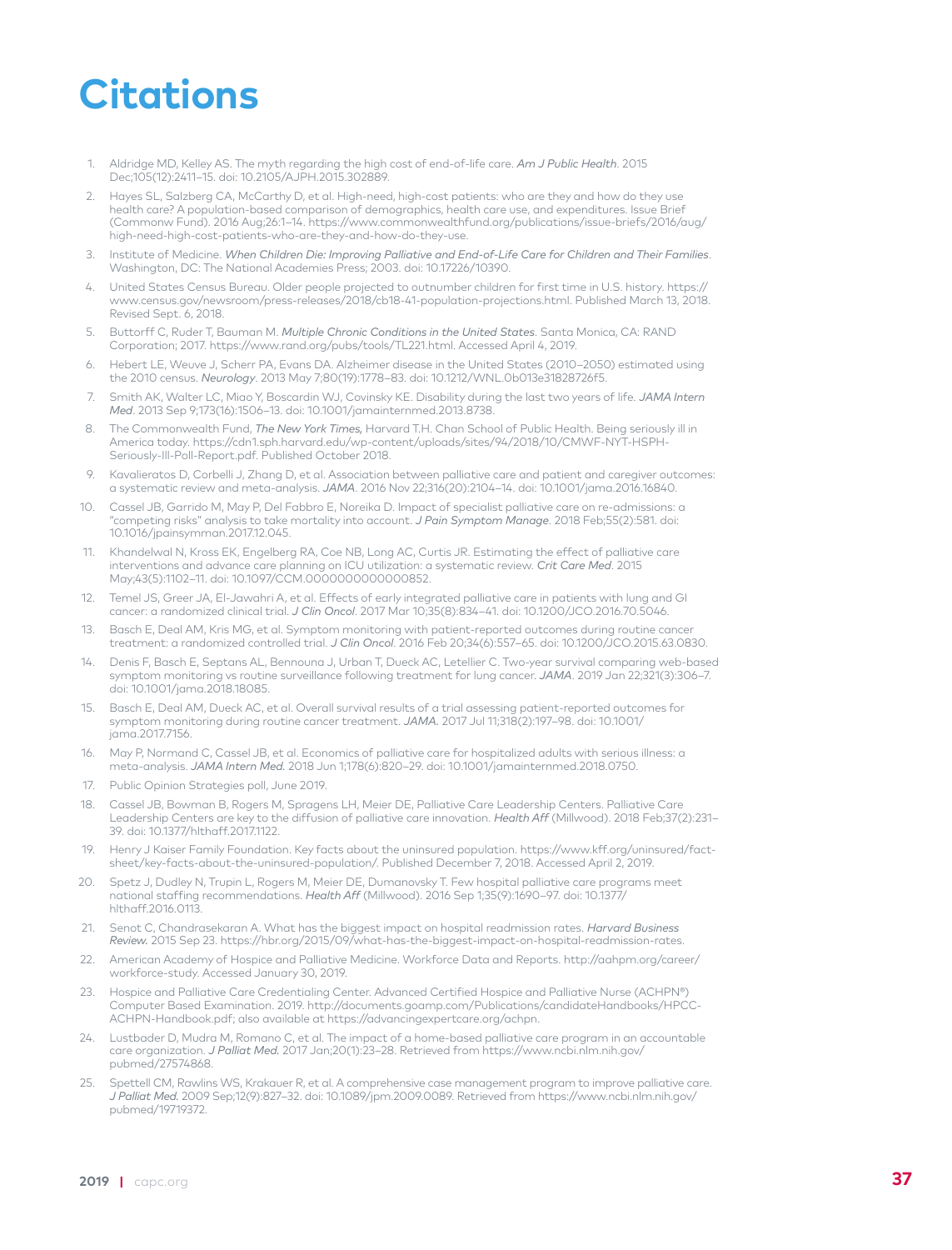# Citations

1. Aldridge MD, Kelley AS. The myth regarding the high cost of end-of-life care. *Am J Public Health*. 2015 Dec;105(12):2411–15. doi: 10.2105/AJPH.2015.302889.
2. Hayes SL, Salzberg CA, McCarthy D, et al. High-need, high-cost patients: who are they and how do they use health care? A population-based comparison of demographics, health care use, and expenditures. Issue Brief (Commonw Fund). 2016 Aug;26:1–14. https://www.commonwealthfund.org/publications/issue-briefs/2016/aug/high-need-high-cost-patients-who-are-they-and-how-do-they-use.
3. Institute of Medicine. *When Children Die: Improving Palliative and End-of-Life Care for Children and Their Families*. Washington, DC: The National Academies Press; 2003. doi: 10.17226/10390.
4. United States Census Bureau. Older people projected to outnumber children for first time in U.S. history. https://www.census.gov/newsroom/press-releases/2018/cb18-41-population-projections.html. Published March 13, 2018. Revised Sept. 6, 2018.
5. Buttorff C, Ruder T, Bauman M. *Multiple Chronic Conditions in the United States*. Santa Monica, CA: RAND Corporation; 2017. https://www.rand.org/pubs/tools/TL221.html. Accessed April 4, 2019.
6. Hebert LE, Weuve J, Scherr PA, Evans DA. Alzheimer disease in the United States (2010–2050) estimated using the 2010 census. *Neurology*. 2013 May 7;80(19):1778–83. doi: 10.1212/WNL.0b013e31828726f5.
7. Smith AK, Walter LC, Miao Y, Boscardin WJ, Covinsky KE. Disability during the last two years of life. *JAMA Intern Med*. 2013 Sep 9;173(16):1506–13. doi: 10.1001/jamainternmed.2013.8738.
8. The Commonwealth Fund, *The New York Times*, Harvard T.H. Chan School of Public Health. Being seriously ill in America today. https://cdn1.sph.harvard.edu/wp-content/uploads/sites/94/2018/10/CMWF-NYT-HSPH-Seriously-Ill-Poll-Report.pdf. Published October 2018.
9. Kavalieratos D, Corbelli J, Zhang D, et al. Association between palliative care and patient and caregiver outcomes: a systematic review and meta-analysis. *JAMA*. 2016 Nov 22;316(20):2104–14. doi: 10.1001/jama.2016.16840.
10. Cassel JB, Garrido M, May P, Del Fabbro E, Noreika D. Impact of specialist palliative care on re-admissions: a "competing risks" analysis to take mortality into account. *J Pain Symptom Manage*. 2018 Feb;55(2):581. doi: 10.1016/jpainsymman.2017.12.045.
11. Khandelwal N, Kross EK, Engelberg RA, Coe NB, Long AC, Curtis JR. Estimating the effect of palliative care interventions and advance care planning on ICU utilization: a systematic review. *Crit Care Med*. 2015 May;43(5):1102–11. doi: 10.1097/CCM.0000000000000852.
12. Temel JS, Greer JA, El-Jawahri A, et al. Effects of early integrated palliative care in patients with lung and GI cancer: a randomized clinical trial. *J Clin Oncol*. 2017 Mar 10;35(8):834–41. doi: 10.1200/JCO.2016.70.5046.
13. Basch E, Deal AM, Kris MG, et al. Symptom monitoring with patient-reported outcomes during routine cancer treatment: a randomized controlled trial. *J Clin Oncol*. 2016 Feb 20;34(6):557–65. doi: 10.1200/JCO.2015.63.0830.
14. Denis F, Basch E, Septans AL, Bennouna J, Urban T, Dueck AC, Letellier C. Two-year survival comparing web-based symptom monitoring vs routine surveillance following treatment for lung cancer. *JAMA*. 2019 Jan 22;321(3):306–7. doi: 10.1001/jama.2018.18085.
15. Basch E, Deal AM, Dueck AC, et al. Overall survival results of a trial assessing patient-reported outcomes for symptom monitoring during routine cancer treatment. *JAMA*. 2017 Jul 11;318(2):197–98. doi: 10.1001/jama.2017.7156.
16. May P, Normand C, Cassel JB, et al. Economics of palliative care for hospitalized adults with serious illness: a meta-analysis. *JAMA Intern Med*. 2018 Jun 1;178(6):820–29. doi: 10.1001/jamainternmed.2018.0750.
17. Public Opinion Strategies poll, June 2019.
18. Cassel JB, Bowman B, Rogers M, Spragens LH, Meier DE, Palliative Care Leadership Centers. Palliative Care Leadership Centers are key to the diffusion of palliative care innovation. *Health Aff* (Millwood). 2018 Feb;37(2):231–39. doi: 10.1377/hlthaff.2017.1122.
19. Henry J Kaiser Family Foundation. Key facts about the uninsured population. https://www.kff.org/uninsured/fact-sheet/key-facts-about-the-uninsured-population/. Published December 7, 2018. Accessed April 2, 2019.
20. Spetz J, Dudley N, Trupin L, Rogers M, Meier DE, Dumanovsky T. Few hospital palliative care programs meet national staffing recommendations. *Health Aff* (Millwood). 2016 Sep 1;35(9):1690–97. doi: 10.1377/hlthaff.2016.0113.
21. Senot C, Chandrasekaran A. What has the biggest impact on hospital readmission rates. *Harvard Business Review*. 2015 Sep 23. https://hbr.org/2015/09/what-has-the-biggest-impact-on-hospital-readmission-rates.
22. American Academy of Hospice and Palliative Medicine. Workforce Data and Reports. http://aahpm.org/career/workforce-study. Accessed January 30, 2019.
23. Hospice and Palliative Care Credentialing Center. Advanced Certified Hospice and Palliative Nurse (ACHPN®) Computer Based Examination. 2019. http://documents.goamp.com/Publications/candidateHandbooks/HPCC-ACHPN-Handbook.pdf; also available at https://advancingexpertcare.org/achpn.
24. Lustbader D, Mudra M, Romano C, et al. The impact of a home-based palliative care program in an accountable care organization. *J Palliat Med*. 2017 Jan;20(1):23–28. Retrieved from https://www.ncbi.nlm.nih.gov/pubmed/27574868.
25. Spettell CM, Rawlins WS, Krakauer R, et al. A comprehensive case management program to improve palliative care. *J Palliat Med*. 2009 Sep;12(9):827–32. doi: 10.1089/jpm.2009.0089. Retrieved from https://www.ncbi.nlm.nih.gov/pubmed/19719372.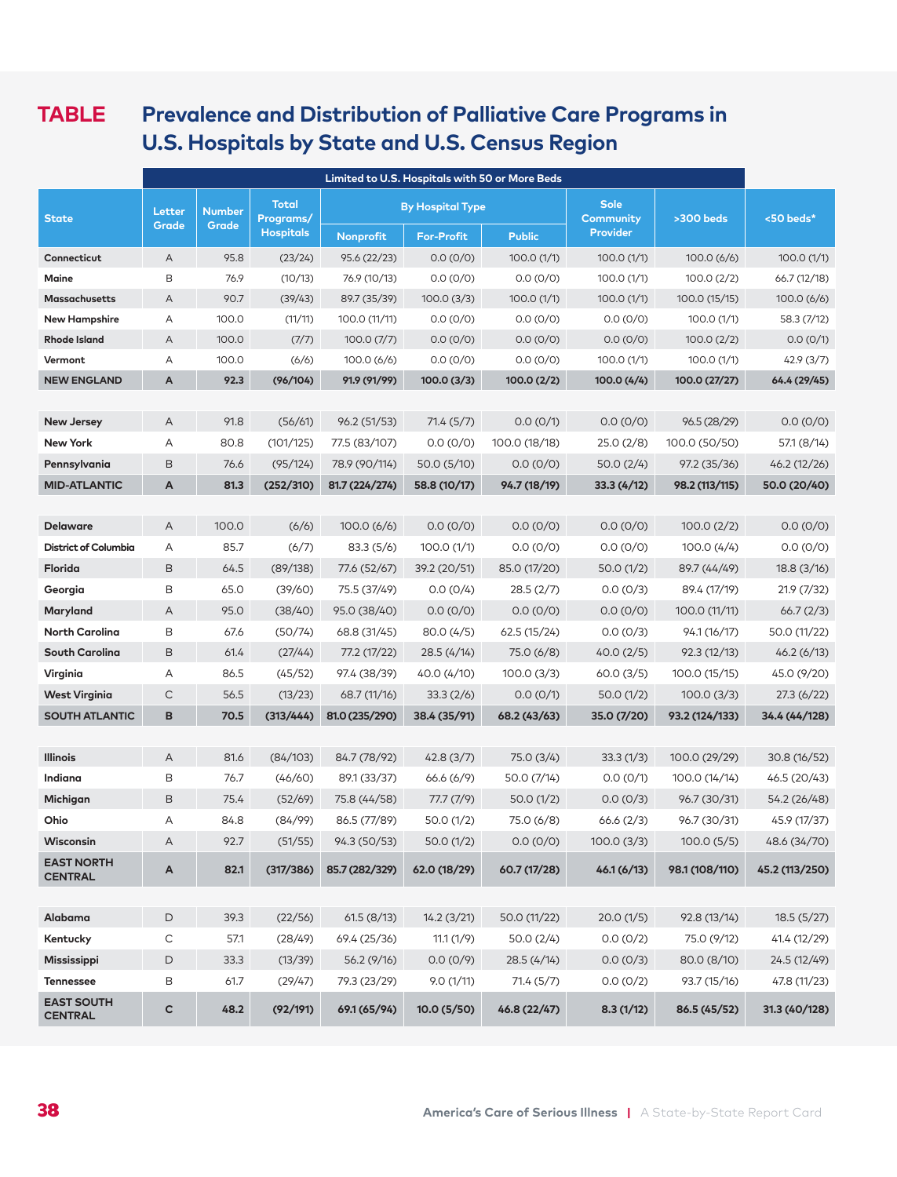# TABLE Prevalence and Distribution of Palliative Care Programs in U.S. Hospitals by State and U.S. Census Region

| State | Limited to U.S. Hospitals with 50 or More Beds | | | | | | | | <50 beds* |
|---|---|---|---|---|---|---|---|---|---|
| | Letter Grade | Number Grade | Total Programs/ Hospitals | By Hospital Type | | | Sole Community Provider | >300 beds | |
| | | | | Nonprofit | For-Profit | Public | | | |
| Connecticut | A | 95.8 | (23/24) | 95.6 (22/23) | 0.0 (0/0) | 100.0 (1/1) | 100.0 (1/1) | 100.0 (6/6) | 100.0 (1/1) |
| Maine | B | 76.9 | (10/13) | 76.9 (10/13) | 0.0 (0/0) | 0.0 (0/0) | 100.0 (1/1) | 100.0 (2/2) | 66.7 (12/18) |
| Massachusetts | A | 90.7 | (39/43) | 89.7 (35/39) | 100.0 (3/3) | 100.0 (1/1) | 100.0 (1/1) | 100.0 (15/15) | 100.0 (6/6) |
| New Hampshire | A | 100.0 | (11/11) | 100.0 (11/11) | 0.0 (0/0) | 0.0 (0/0) | 0.0 (0/0) | 100.0 (1/1) | 58.3 (7/12) |
| Rhode Island | A | 100.0 | (7/7) | 100.0 (7/7) | 0.0 (0/0) | 0.0 (0/0) | 0.0 (0/0) | 100.0 (2/2) | 0.0 (0/1) |
| Vermont | A | 100.0 | (6/6) | 100.0 (6/6) | 0.0 (0/0) | 0.0 (0/0) | 100.0 (1/1) | 100.0 (1/1) | 42.9 (3/7) |
| **NEW ENGLAND** | **A** | **92.3** | **(96/104)** | **91.9 (91/99)** | **100.0 (3/3)** | **100.0 (2/2)** | **100.0 (4/4)** | **100.0 (27/27)** | **64.4 (29/45)** |
| New Jersey | A | 91.8 | (56/61) | 96.2 (51/53) | 71.4 (5/7) | 0.0 (0/1) | 0.0 (0/0) | 96.5 (28/29) | 0.0 (0/0) |
| New York | A | 80.8 | (101/125) | 77.5 (83/107) | 0.0 (0/0) | 100.0 (18/18) | 25.0 (2/8) | 100.0 (50/50) | 57.1 (8/14) |
| Pennsylvania | B | 76.6 | (95/124) | 78.9 (90/114) | 50.0 (5/10) | 0.0 (0/0) | 50.0 (2/4) | 97.2 (35/36) | 46.2 (12/26) |
| **MID-ATLANTIC** | **A** | **81.3** | **(252/310)** | **81.7 (224/274)** | **58.8 (10/17)** | **94.7 (18/19)** | **33.3 (4/12)** | **98.2 (113/115)** | **50.0 (20/40)** |
| Delaware | A | 100.0 | (6/6) | 100.0 (6/6) | 0.0 (0/0) | 0.0 (0/0) | 0.0 (0/0) | 100.0 (2/2) | 0.0 (0/0) |
| District of Columbia | A | 85.7 | (6/7) | 83.3 (5/6) | 100.0 (1/1) | 0.0 (0/0) | 0.0 (0/0) | 100.0 (4/4) | 0.0 (0/0) |
| Florida | B | 64.5 | (89/138) | 77.6 (52/67) | 39.2 (20/51) | 85.0 (17/20) | 50.0 (1/2) | 89.7 (44/49) | 18.8 (3/16) |
| Georgia | B | 65.0 | (39/60) | 75.5 (37/49) | 0.0 (0/4) | 28.5 (2/7) | 0.0 (0/3) | 89.4 (17/19) | 21.9 (7/32) |
| Maryland | A | 95.0 | (38/40) | 95.0 (38/40) | 0.0 (0/0) | 0.0 (0/0) | 0.0 (0/0) | 100.0 (11/11) | 66.7 (2/3) |
| North Carolina | B | 67.6 | (50/74) | 68.8 (31/45) | 80.0 (4/5) | 62.5 (15/24) | 0.0 (0/3) | 94.1 (16/17) | 50.0 (11/22) |
| South Carolina | B | 61.4 | (27/44) | 77.2 (17/22) | 28.5 (4/14) | 75.0 (6/8) | 40.0 (2/5) | 92.3 (12/13) | 46.2 (6/13) |
| Virginia | A | 86.5 | (45/52) | 97.4 (38/39) | 40.0 (4/10) | 100.0 (3/3) | 60.0 (3/5) | 100.0 (15/15) | 45.0 (9/20) |
| West Virginia | C | 56.5 | (13/23) | 68.7 (11/16) | 33.3 (2/6) | 0.0 (0/1) | 50.0 (1/2) | 100.0 (3/3) | 27.3 (6/22) |
| **SOUTH ATLANTIC** | **B** | **70.5** | **(313/444)** | **81.0 (235/290)** | **38.4 (35/91)** | **68.2 (43/63)** | **35.0 (7/20)** | **93.2 (124/133)** | **34.4 (44/128)** |
| Illinois | A | 81.6 | (84/103) | 84.7 (78/92) | 42.8 (3/7) | 75.0 (3/4) | 33.3 (1/3) | 100.0 (29/29) | 30.8 (16/52) |
| Indiana | B | 76.7 | (46/60) | 89.1 (33/37) | 66.6 (6/9) | 50.0 (7/14) | 0.0 (0/1) | 100.0 (14/14) | 46.5 (20/43) |
| Michigan | B | 75.4 | (52/69) | 75.8 (44/58) | 77.7 (7/9) | 50.0 (1/2) | 0.0 (0/3) | 96.7 (30/31) | 54.2 (26/48) |
| Ohio | A | 84.8 | (84/99) | 86.5 (77/89) | 50.0 (1/2) | 75.0 (6/8) | 66.6 (2/3) | 96.7 (30/31) | 45.9 (17/37) |
| Wisconsin | A | 92.7 | (51/55) | 94.3 (50/53) | 50.0 (1/2) | 0.0 (0/0) | 100.0 (3/3) | 100.0 (5/5) | 48.6 (34/70) |
| **EAST NORTH CENTRAL** | **A** | **82.1** | **(317/386)** | **85.7 (282/329)** | **62.0 (18/29)** | **60.7 (17/28)** | **46.1 (6/13)** | **98.1 (108/110)** | **45.2 (113/250)** |
| Alabama | D | 39.3 | (22/56) | 61.5 (8/13) | 14.2 (3/21) | 50.0 (11/22) | 20.0 (1/5) | 92.8 (13/14) | 18.5 (5/27) |
| Kentucky | C | 57.1 | (28/49) | 69.4 (25/36) | 11.1 (1/9) | 50.0 (2/4) | 0.0 (0/2) | 75.0 (9/12) | 41.4 (12/29) |
| Mississippi | D | 33.3 | (13/39) | 56.2 (9/16) | 0.0 (0/9) | 28.5 (4/14) | 0.0 (0/3) | 80.0 (8/10) | 24.5 (12/49) |
| Tennessee | B | 61.7 | (29/47) | 79.3 (23/29) | 9.0 (1/11) | 71.4 (5/7) | 0.0 (0/2) | 93.7 (15/16) | 47.8 (11/23) |
| **EAST SOUTH CENTRAL** | **C** | **48.2** | **(92/191)** | **69.1 (65/94)** | **10.0 (5/50)** | **46.8 (22/47)** | **8.3 (1/12)** | **86.5 (45/52)** | **31.3 (40/128)** |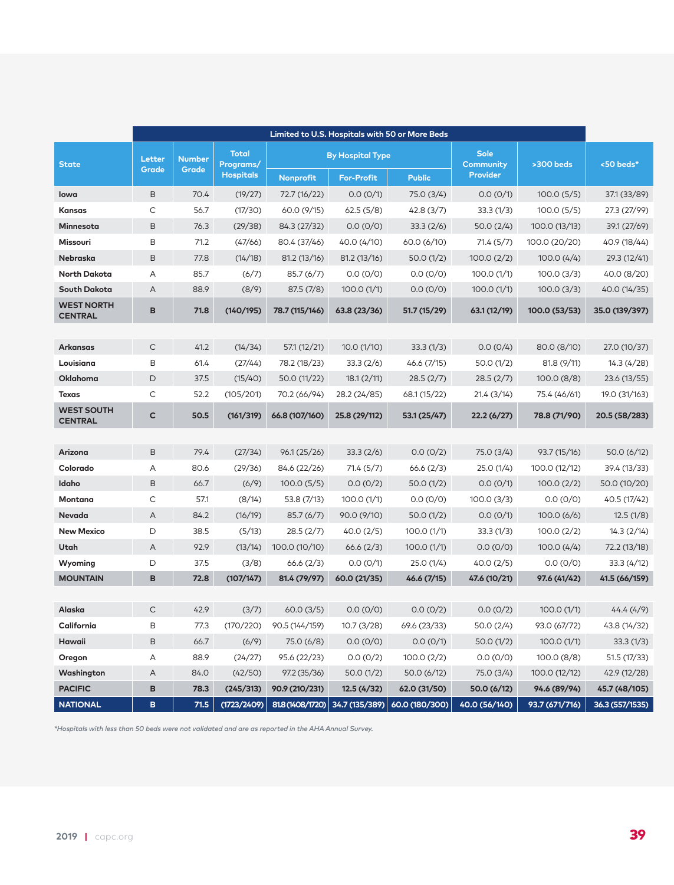| State | Letter Grade | Number Grade | Total Programs/ Hospitals | By Hospital Type | | | Sole Community Provider | >300 beds | <50 beds* |
|---|---|---|---|---|---|---|---|---|---|
| | Limited to U.S. Hospitals with 50 or More Beds | | | | | | | | |
| | | | | Nonprofit | For-Profit | Public | | | |
| **Iowa** | B | 70.4 | (19/27) | 72.7 (16/22) | 0.0 (0/1) | 75.0 (3/4) | 0.0 (0/1) | 100.0 (5/5) | 37.1 (33/89) |
| **Kansas** | C | 56.7 | (17/30) | 60.0 (9/15) | 62.5 (5/8) | 42.8 (3/7) | 33.3 (1/3) | 100.0 (5/5) | 27.3 (27/99) |
| **Minnesota** | B | 76.3 | (29/38) | 84.3 (27/32) | 0.0 (0/0) | 33.3 (2/6) | 50.0 (2/4) | 100.0 (13/13) | 39.1 (27/69) |
| **Missouri** | B | 71.2 | (47/66) | 80.4 (37/46) | 40.0 (4/10) | 60.0 (6/10) | 71.4 (5/7) | 100.0 (20/20) | 40.9 (18/44) |
| **Nebraska** | B | 77.8 | (14/18) | 81.2 (13/16) | 81.2 (13/16) | 50.0 (1/2) | 100.0 (2/2) | 100.0 (4/4) | 29.3 (12/41) |
| **North Dakota** | A | 85.7 | (6/7) | 85.7 (6/7) | 0.0 (0/0) | 0.0 (0/0) | 100.0 (1/1) | 100.0 (3/3) | 40.0 (8/20) |
| **South Dakota** | A | 88.9 | (8/9) | 87.5 (7/8) | 100.0 (1/1) | 0.0 (0/0) | 100.0 (1/1) | 100.0 (3/3) | 40.0 (14/35) |
| **WEST NORTH CENTRAL** | **B** | **71.8** | **(140/195)** | **78.7 (115/146)** | **63.8 (23/36)** | **51.7 (15/29)** | **63.1 (12/19)** | **100.0 (53/53)** | **35.0 (139/397)** |
| | | | | | | | | | |
| **Arkansas** | C | 41.2 | (14/34) | 57.1 (12/21) | 10.0 (1/10) | 33.3 (1/3) | 0.0 (0/4) | 80.0 (8/10) | 27.0 (10/37) |
| **Louisiana** | B | 61.4 | (27/44) | 78.2 (18/23) | 33.3 (2/6) | 46.6 (7/15) | 50.0 (1/2) | 81.8 (9/11) | 14.3 (4/28) |
| **Oklahoma** | D | 37.5 | (15/40) | 50.0 (11/22) | 18.1 (2/11) | 28.5 (2/7) | 28.5 (2/7) | 100.0 (8/8) | 23.6 (13/55) |
| **Texas** | C | 52.2 | (105/201) | 70.2 (66/94) | 28.2 (24/85) | 68.1 (15/22) | 21.4 (3/14) | 75.4 (46/61) | 19.0 (31/163) |
| **WEST SOUTH CENTRAL** | **C** | **50.5** | **(161/319)** | **66.8 (107/160)** | **25.8 (29/112)** | **53.1 (25/47)** | **22.2 (6/27)** | **78.8 (71/90)** | **20.5 (58/283)** |
| | | | | | | | | | |
| **Arizona** | B | 79.4 | (27/34) | 96.1 (25/26) | 33.3 (2/6) | 0.0 (0/2) | 75.0 (3/4) | 93.7 (15/16) | 50.0 (6/12) |
| **Colorado** | A | 80.6 | (29/36) | 84.6 (22/26) | 71.4 (5/7) | 66.6 (2/3) | 25.0 (1/4) | 100.0 (12/12) | 39.4 (13/33) |
| **Idaho** | B | 66.7 | (6/9) | 100.0 (5/5) | 0.0 (0/2) | 50.0 (1/2) | 0.0 (0/1) | 100.0 (2/2) | 50.0 (10/20) |
| **Montana** | C | 57.1 | (8/14) | 53.8 (7/13) | 100.0 (1/1) | 0.0 (0/0) | 100.0 (3/3) | 0.0 (0/0) | 40.5 (17/42) |
| **Nevada** | A | 84.2 | (16/19) | 85.7 (6/7) | 90.0 (9/10) | 50.0 (1/2) | 0.0 (0/1) | 100.0 (6/6) | 12.5 (1/8) |
| **New Mexico** | D | 38.5 | (5/13) | 28.5 (2/7) | 40.0 (2/5) | 100.0 (1/1) | 33.3 (1/3) | 100.0 (2/2) | 14.3 (2/14) |
| **Utah** | A | 92.9 | (13/14) | 100.0 (10/10) | 66.6 (2/3) | 100.0 (1/1) | 0.0 (0/0) | 100.0 (4/4) | 72.2 (13/18) |
| **Wyoming** | D | 37.5 | (3/8) | 66.6 (2/3) | 0.0 (0/1) | 25.0 (1/4) | 40.0 (2/5) | 0.0 (0/0) | 33.3 (4/12) |
| **MOUNTAIN** | **B** | **72.8** | **(107/147)** | **81.4 (79/97)** | **60.0 (21/35)** | **46.6 (7/15)** | **47.6 (10/21)** | **97.6 (41/42)** | **41.5 (66/159)** |
| | | | | | | | | | |
| **Alaska** | C | 42.9 | (3/7) | 60.0 (3/5) | 0.0 (0/0) | 0.0 (0/2) | 0.0 (0/2) | 100.0 (1/1) | 44.4 (4/9) |
| **California** | B | 77.3 | (170/220) | 90.5 (144/159) | 10.7 (3/28) | 69.6 (23/33) | 50.0 (2/4) | 93.0 (67/72) | 43.8 (14/32) |
| **Hawaii** | B | 66.7 | (6/9) | 75.0 (6/8) | 0.0 (0/0) | 0.0 (0/1) | 50.0 (1/2) | 100.0 (1/1) | 33.3 (1/3) |
| **Oregon** | A | 88.9 | (24/27) | 95.6 (22/23) | 0.0 (0/2) | 100.0 (2/2) | 0.0 (0/0) | 100.0 (8/8) | 51.5 (17/33) |
| **Washington** | A | 84.0 | (42/50) | 97.2 (35/36) | 50.0 (1/2) | 50.0 (6/12) | 75.0 (3/4) | 100.0 (12/12) | 42.9 (12/28) |
| **PACIFIC** | **B** | **78.3** | **(245/313)** | **90.9 (210/231)** | **12.5 (4/32)** | **62.0 (31/50)** | **50.0 (6/12)** | **94.6 (89/94)** | **45.7 (48/105)** |
| **NATIONAL** | **B** | **71.5** | **(1723/2409)** | **81.8 (1408/1720)** | **34.7 (135/389)** | **60.0 (180/300)** | **40.0 (56/140)** | **93.7 (671/716)** | **36.3 (557/1535)** |

*\*Hospitals with less than 50 beds were not validated and are as reported in the AHA Annual Survey.*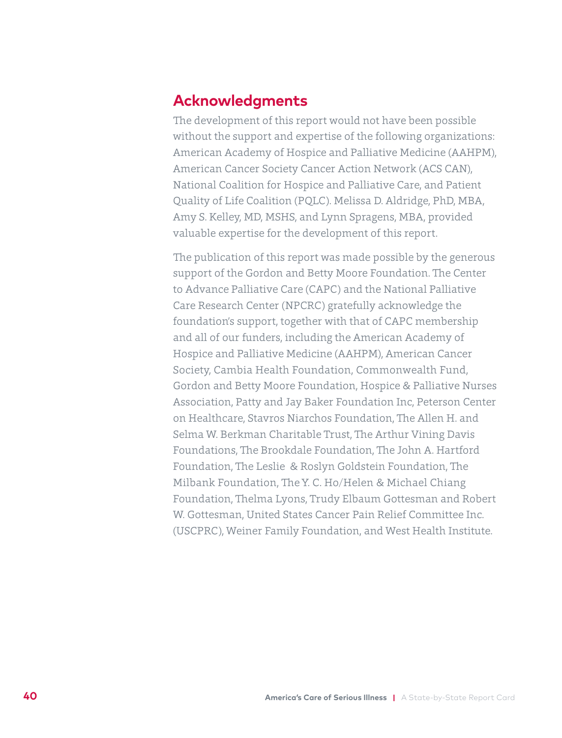## Acknowledgments

The development of this report would not have been possible without the support and expertise of the following organizations: American Academy of Hospice and Palliative Medicine (AAHPM), American Cancer Society Cancer Action Network (ACS CAN), National Coalition for Hospice and Palliative Care, and Patient Quality of Life Coalition (PQLC). Melissa D. Aldridge, PhD, MBA, Amy S. Kelley, MD, MSHS, and Lynn Spragens, MBA, provided valuable expertise for the development of this report.

The publication of this report was made possible by the generous support of the Gordon and Betty Moore Foundation. The Center to Advance Palliative Care (CAPC) and the National Palliative Care Research Center (NPCRC) gratefully acknowledge the foundation's support, together with that of CAPC membership and all of our funders, including the American Academy of Hospice and Palliative Medicine (AAHPM), American Cancer Society, Cambia Health Foundation, Commonwealth Fund, Gordon and Betty Moore Foundation, Hospice & Palliative Nurses Association, Patty and Jay Baker Foundation Inc, Peterson Center on Healthcare, Stavros Niarchos Foundation, The Allen H. and Selma W. Berkman Charitable Trust, The Arthur Vining Davis Foundations, The Brookdale Foundation, The John A. Hartford Foundation, The Leslie & Roslyn Goldstein Foundation, The Milbank Foundation, The Y. C. Ho/Helen & Michael Chiang Foundation, Thelma Lyons, Trudy Elbaum Gottesman and Robert W. Gottesman, United States Cancer Pain Relief Committee Inc. (USCPRC), Weiner Family Foundation, and West Health Institute.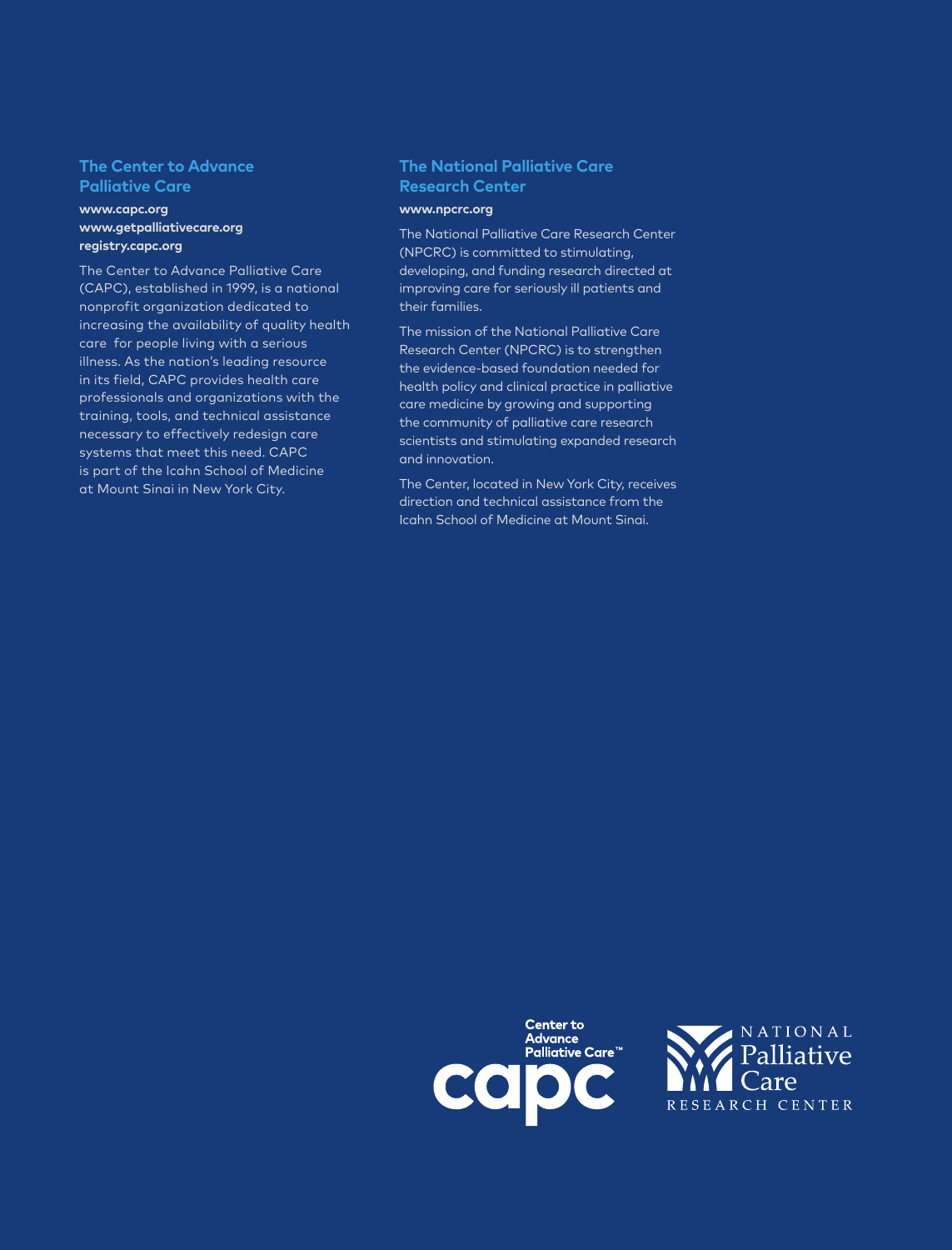## The Center to Advance Palliative Care

**www.capc.org**
**www.getpalliativecare.org**
**registry.capc.org**

The Center to Advance Palliative Care (CAPC), established in 1999, is a national nonprofit organization dedicated to increasing the availability of quality health care for people living with a serious illness. As the nation's leading resource in its field, CAPC provides health care professionals and organizations with the training, tools, and technical assistance necessary to effectively redesign care systems that meet this need. CAPC is part of the Icahn School of Medicine at Mount Sinai in New York City.

## The National Palliative Care Research Center

**www.npcrc.org**

The National Palliative Care Research Center (NPCRC) is committed to stimulating, developing, and funding research directed at improving care for seriously ill patients and their families.

The mission of the National Palliative Care Research Center (NPCRC) is to strengthen the evidence-based foundation needed for health policy and clinical practice in palliative care medicine by growing and supporting the community of palliative care research scientists and stimulating expanded research and innovation.

The Center, located in New York City, receives direction and technical assistance from the Icahn School of Medicine at Mount Sinai.

Center to Advance Palliative Care™ capc

NATIONAL Palliative Care RESEARCH CENTER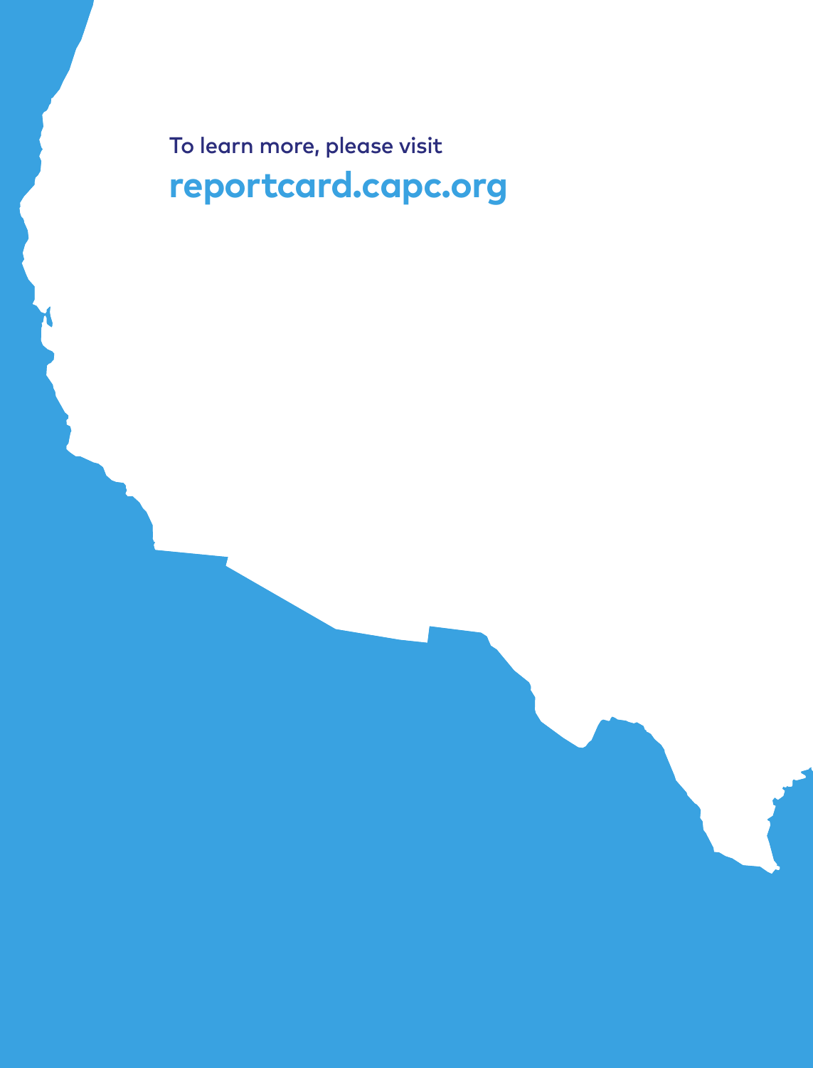To learn more, please visit

**reportcard.capc.org**